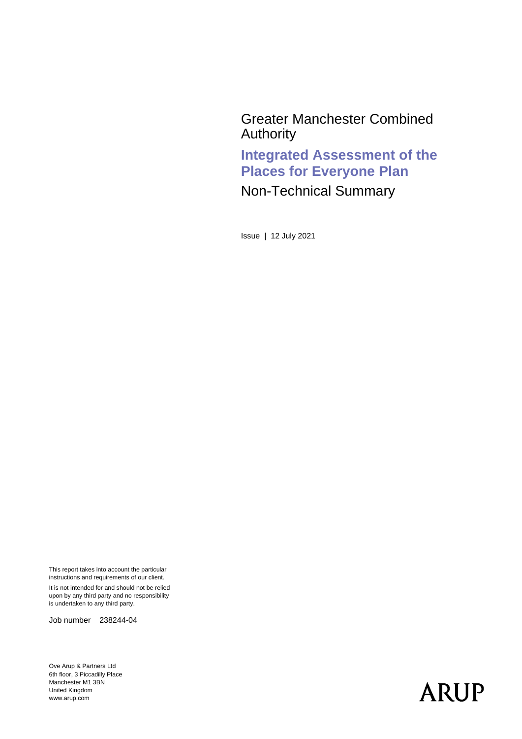Greater Manchester Combined Authority

# Integrated Assessment of the Places for Everyone Plan

## Non-Technical Summary

Issue | 12 July 2021

This report takes into account the particular instructions and requirements of our client.

It is not intended for and should not be relied upon by any third party and no responsibility is undertaken to any third party.

Job number 238244-04

Ove Arup & Partners Ltd
6th floor, 3 Piccadilly Place
Manchester M1 3BN
United Kingdom
www.arup.com

ARUP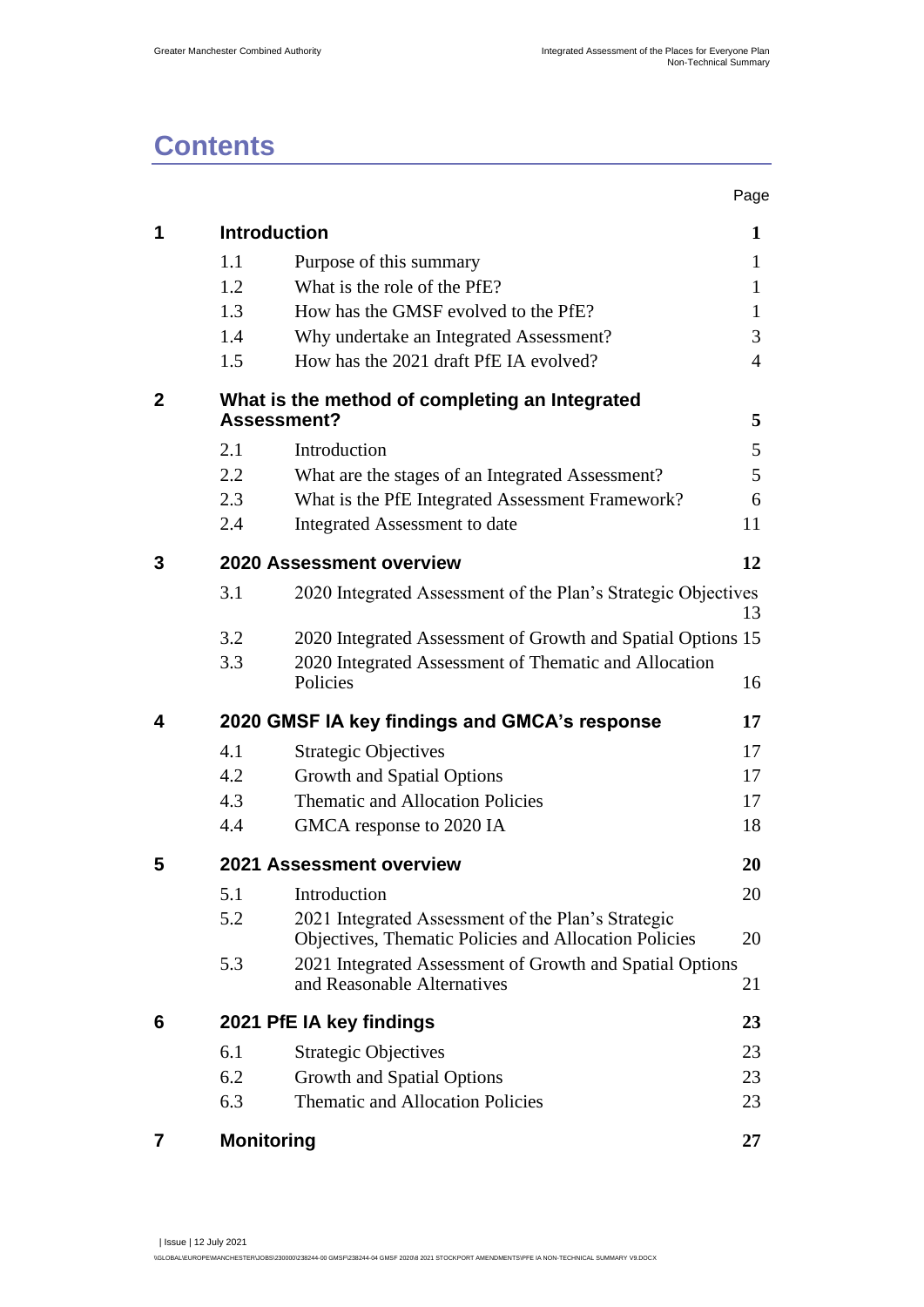# Contents

| | | | Page |
|---|---|---|---|
| **1** | **Introduction** | | **1** |
| | 1.1 | Purpose of this summary | 1 |
| | 1.2 | What is the role of the PfE? | 1 |
| | 1.3 | How has the GMSF evolved to the PfE? | 1 |
| | 1.4 | Why undertake an Integrated Assessment? | 3 |
| | 1.5 | How has the 2021 draft PfE IA evolved? | 4 |
| **2** | **What is the method of completing an Integrated Assessment?** | | **5** |
| | 2.1 | Introduction | 5 |
| | 2.2 | What are the stages of an Integrated Assessment? | 5 |
| | 2.3 | What is the PfE Integrated Assessment Framework? | 6 |
| | 2.4 | Integrated Assessment to date | 11 |
| **3** | **2020 Assessment overview** | | **12** |
| | 3.1 | 2020 Integrated Assessment of the Plan's Strategic Objectives | 13 |
| | 3.2 | 2020 Integrated Assessment of Growth and Spatial Options | 15 |
| | 3.3 | 2020 Integrated Assessment of Thematic and Allocation Policies | 16 |
| **4** | **2020 GMSF IA key findings and GMCA's response** | | **17** |
| | 4.1 | Strategic Objectives | 17 |
| | 4.2 | Growth and Spatial Options | 17 |
| | 4.3 | Thematic and Allocation Policies | 17 |
| | 4.4 | GMCA response to 2020 IA | 18 |
| **5** | **2021 Assessment overview** | | **20** |
| | 5.1 | Introduction | 20 |
| | 5.2 | 2021 Integrated Assessment of the Plan's Strategic Objectives, Thematic Policies and Allocation Policies | 20 |
| | 5.3 | 2021 Integrated Assessment of Growth and Spatial Options and Reasonable Alternatives | 21 |
| **6** | **2021 PfE IA key findings** | | **23** |
| | 6.1 | Strategic Objectives | 23 |
| | 6.2 | Growth and Spatial Options | 23 |
| | 6.3 | Thematic and Allocation Policies | 23 |
| **7** | **Monitoring** | | **27** |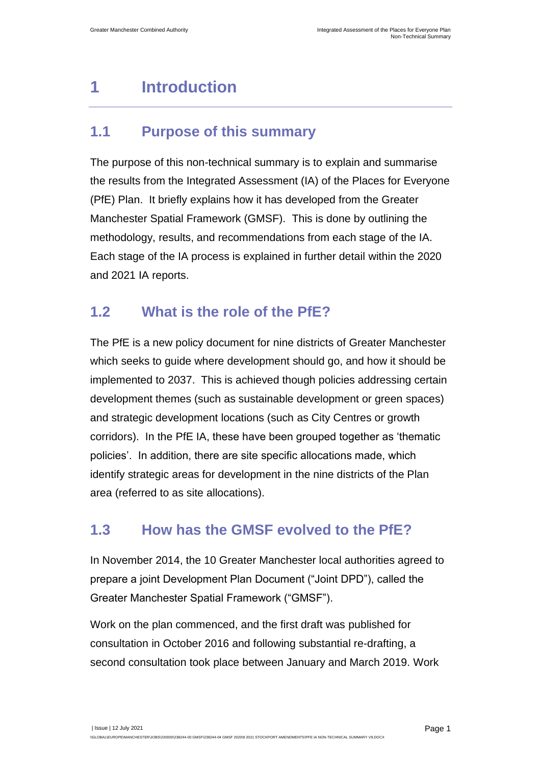# 1 Introduction

## 1.1 Purpose of this summary

The purpose of this non-technical summary is to explain and summarise the results from the Integrated Assessment (IA) of the Places for Everyone (PfE) Plan. It briefly explains how it has developed from the Greater Manchester Spatial Framework (GMSF). This is done by outlining the methodology, results, and recommendations from each stage of the IA. Each stage of the IA process is explained in further detail within the 2020 and 2021 IA reports.

## 1.2 What is the role of the PfE?

The PfE is a new policy document for nine districts of Greater Manchester which seeks to guide where development should go, and how it should be implemented to 2037. This is achieved though policies addressing certain development themes (such as sustainable development or green spaces) and strategic development locations (such as City Centres or growth corridors). In the PfE IA, these have been grouped together as 'thematic policies'. In addition, there are site specific allocations made, which identify strategic areas for development in the nine districts of the Plan area (referred to as site allocations).

## 1.3 How has the GMSF evolved to the PfE?

In November 2014, the 10 Greater Manchester local authorities agreed to prepare a joint Development Plan Document ("Joint DPD"), called the Greater Manchester Spatial Framework ("GMSF").

Work on the plan commenced, and the first draft was published for consultation in October 2016 and following substantial re-drafting, a second consultation took place between January and March 2019. Work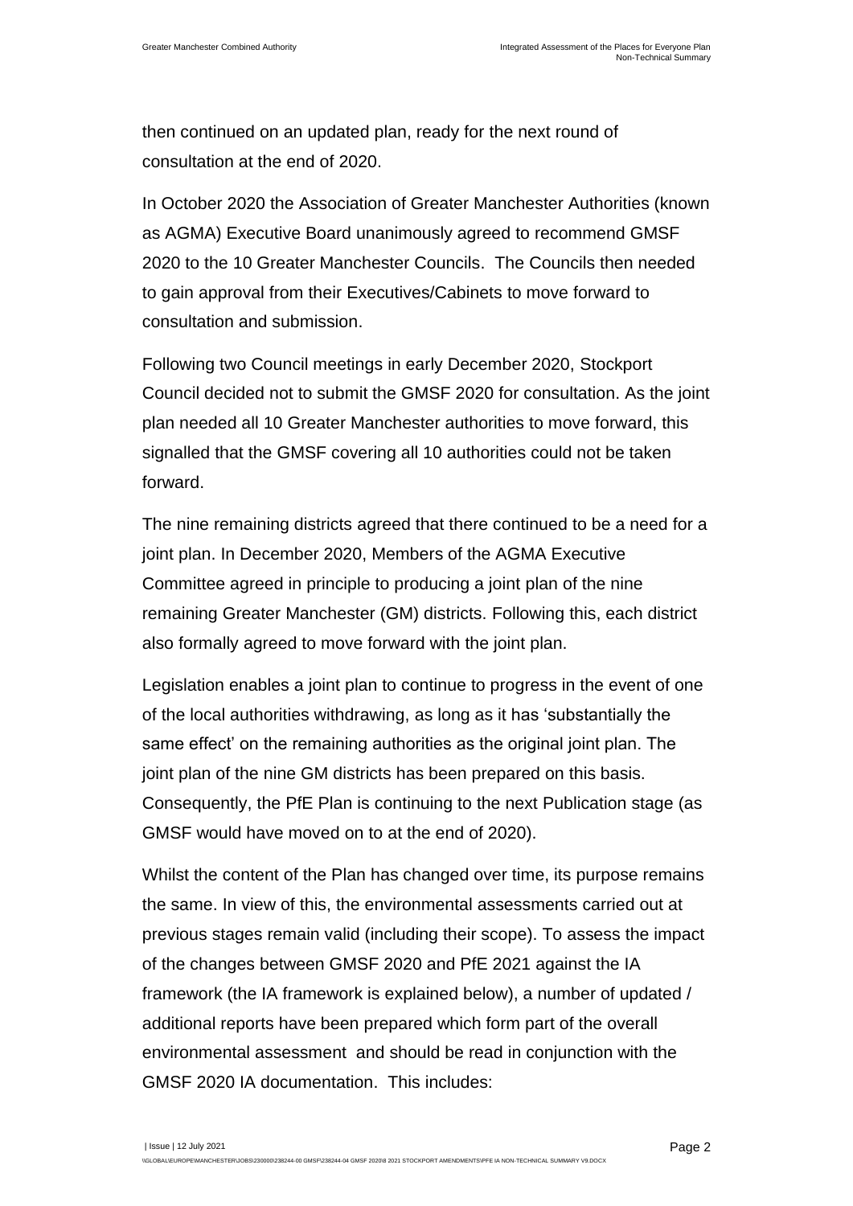then continued on an updated plan, ready for the next round of consultation at the end of 2020.

In October 2020 the Association of Greater Manchester Authorities (known as AGMA) Executive Board unanimously agreed to recommend GMSF 2020 to the 10 Greater Manchester Councils. The Councils then needed to gain approval from their Executives/Cabinets to move forward to consultation and submission.

Following two Council meetings in early December 2020, Stockport Council decided not to submit the GMSF 2020 for consultation. As the joint plan needed all 10 Greater Manchester authorities to move forward, this signalled that the GMSF covering all 10 authorities could not be taken forward.

The nine remaining districts agreed that there continued to be a need for a joint plan. In December 2020, Members of the AGMA Executive Committee agreed in principle to producing a joint plan of the nine remaining Greater Manchester (GM) districts. Following this, each district also formally agreed to move forward with the joint plan.

Legislation enables a joint plan to continue to progress in the event of one of the local authorities withdrawing, as long as it has 'substantially the same effect' on the remaining authorities as the original joint plan. The joint plan of the nine GM districts has been prepared on this basis. Consequently, the PfE Plan is continuing to the next Publication stage (as GMSF would have moved on to at the end of 2020).

Whilst the content of the Plan has changed over time, its purpose remains the same. In view of this, the environmental assessments carried out at previous stages remain valid (including their scope). To assess the impact of the changes between GMSF 2020 and PfE 2021 against the IA framework (the IA framework is explained below), a number of updated / additional reports have been prepared which form part of the overall environmental assessment and should be read in conjunction with the GMSF 2020 IA documentation. This includes: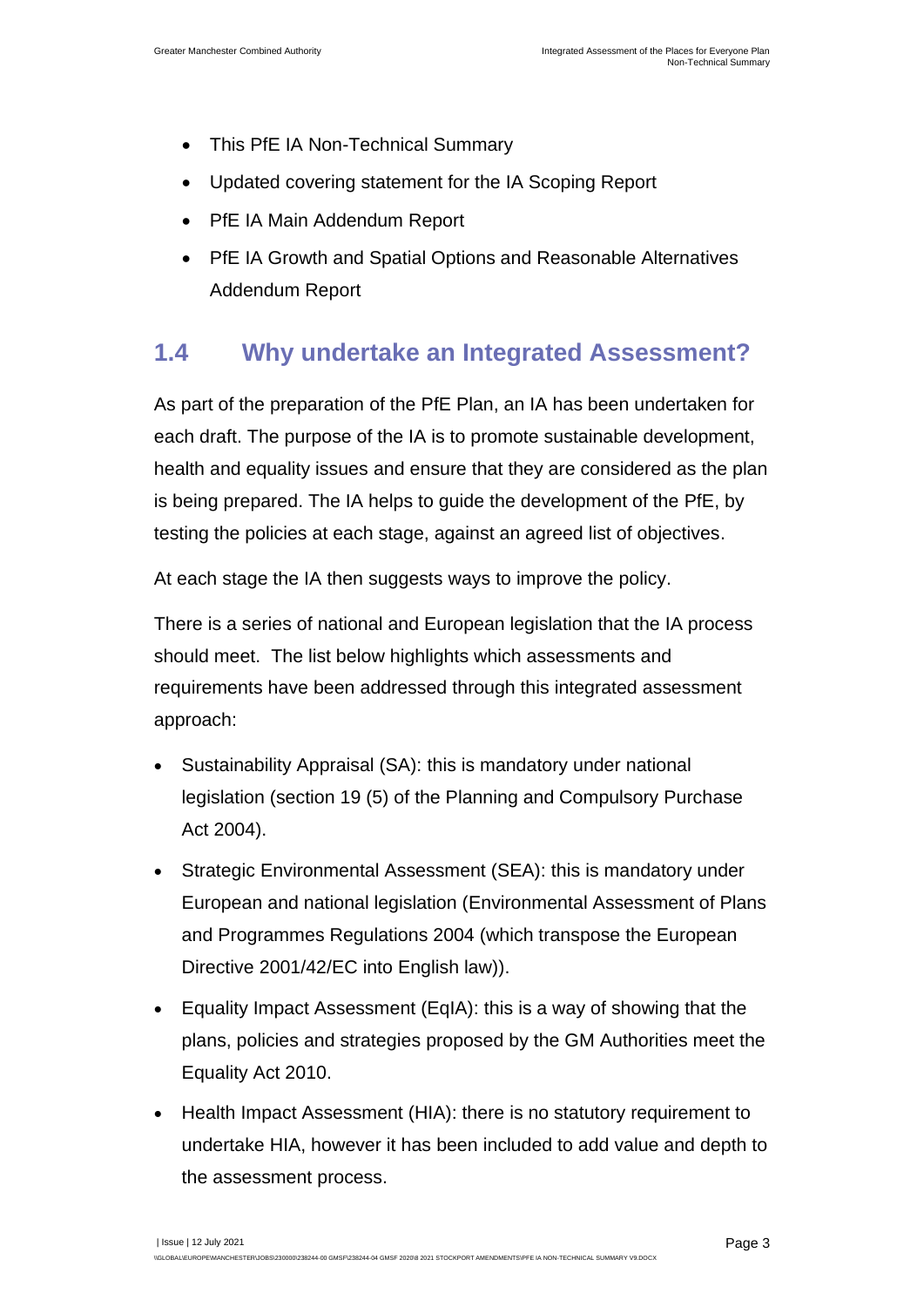- This PfE IA Non-Technical Summary
- Updated covering statement for the IA Scoping Report
- PfE IA Main Addendum Report
- PfE IA Growth and Spatial Options and Reasonable Alternatives Addendum Report

## 1.4 Why undertake an Integrated Assessment?

As part of the preparation of the PfE Plan, an IA has been undertaken for each draft. The purpose of the IA is to promote sustainable development, health and equality issues and ensure that they are considered as the plan is being prepared. The IA helps to guide the development of the PfE, by testing the policies at each stage, against an agreed list of objectives.

At each stage the IA then suggests ways to improve the policy.

There is a series of national and European legislation that the IA process should meet. The list below highlights which assessments and requirements have been addressed through this integrated assessment approach:

- Sustainability Appraisal (SA): this is mandatory under national legislation (section 19 (5) of the Planning and Compulsory Purchase Act 2004).
- Strategic Environmental Assessment (SEA): this is mandatory under European and national legislation (Environmental Assessment of Plans and Programmes Regulations 2004 (which transpose the European Directive 2001/42/EC into English law)).
- Equality Impact Assessment (EqIA): this is a way of showing that the plans, policies and strategies proposed by the GM Authorities meet the Equality Act 2010.
- Health Impact Assessment (HIA): there is no statutory requirement to undertake HIA, however it has been included to add value and depth to the assessment process.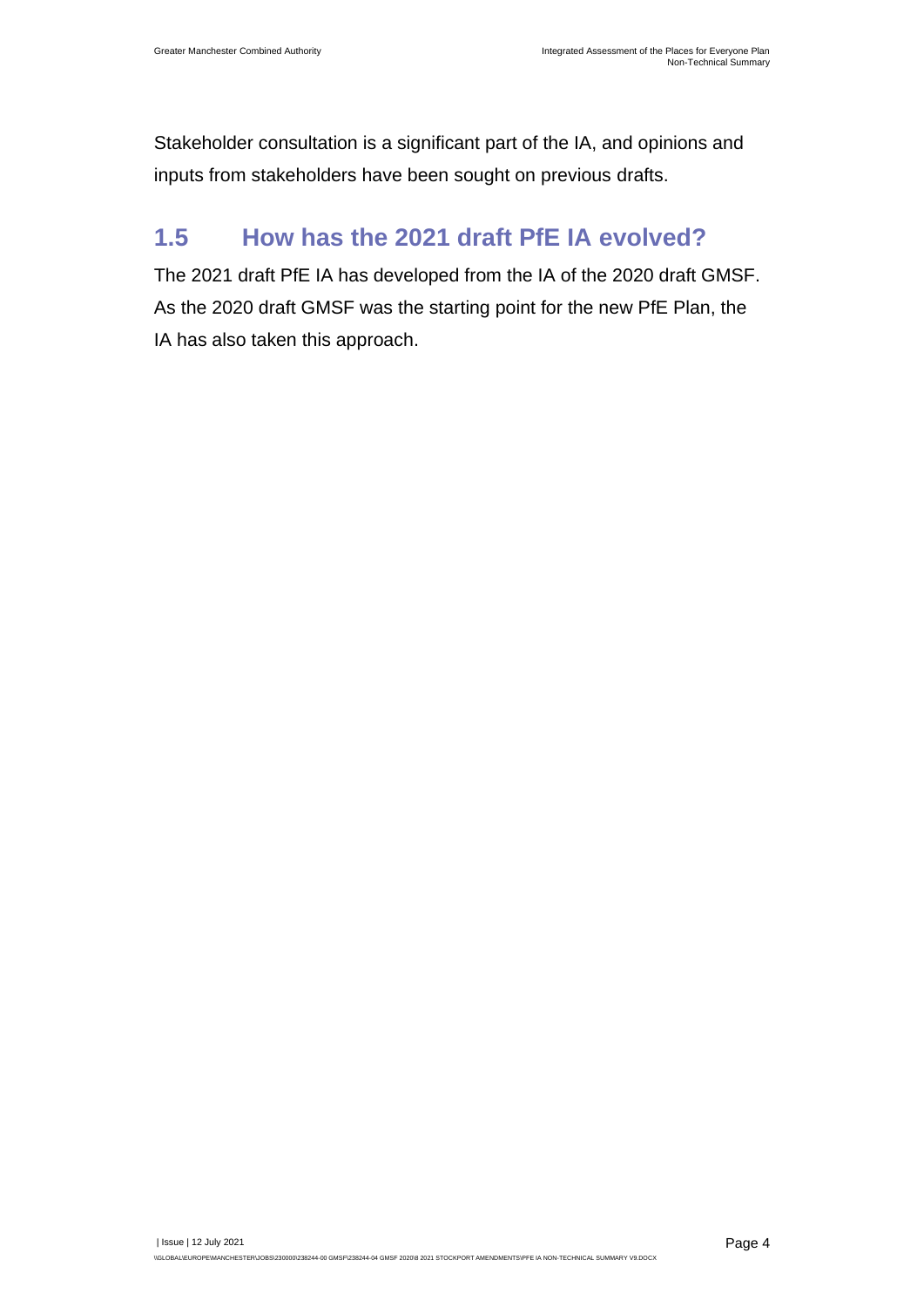Stakeholder consultation is a significant part of the IA, and opinions and inputs from stakeholders have been sought on previous drafts.

## 1.5 How has the 2021 draft PfE IA evolved?

The 2021 draft PfE IA has developed from the IA of the 2020 draft GMSF. As the 2020 draft GMSF was the starting point for the new PfE Plan, the IA has also taken this approach.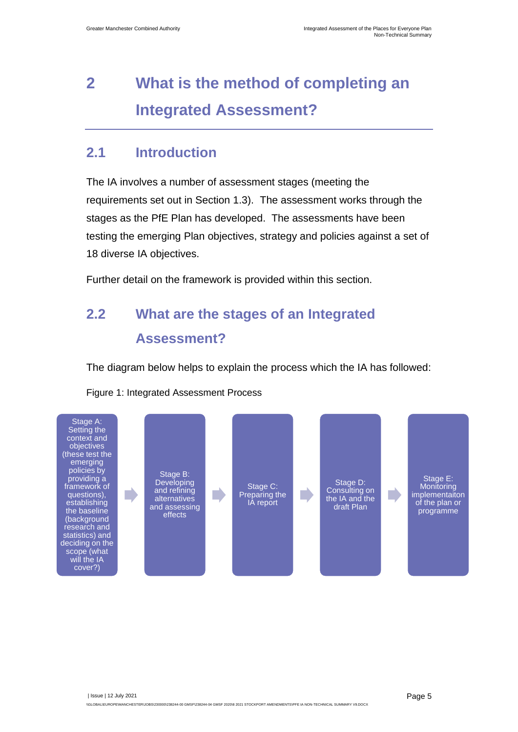# 2 What is the method of completing an Integrated Assessment?

## 2.1 Introduction

The IA involves a number of assessment stages (meeting the requirements set out in Section 1.3). The assessment works through the stages as the PfE Plan has developed. The assessments have been testing the emerging Plan objectives, strategy and policies against a set of 18 diverse IA objectives.

Further detail on the framework is provided within this section.

## 2.2 What are the stages of an Integrated Assessment?

The diagram below helps to explain the process which the IA has followed:

Figure 1: Integrated Assessment Process

Stage A: Setting the context and objectives (these test the emerging policies by providing a framework of questions), establishing the baseline (background research and statistics) and deciding on the scope (what will the IA cover?) → Stage B: Developing and refining alternatives and assessing effects → Stage C: Preparing the IA report → Stage D: Consulting on the IA and the draft Plan → Stage E: Monitoring implementaiton of the plan or programme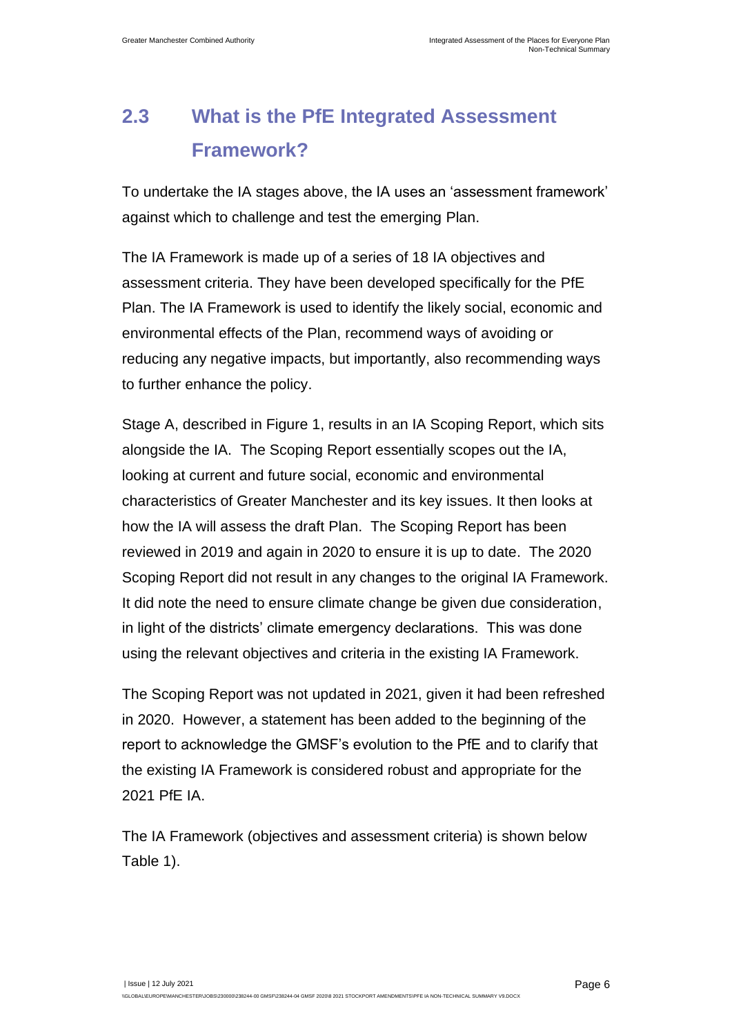## 2.3 What is the PfE Integrated Assessment Framework?

To undertake the IA stages above, the IA uses an 'assessment framework' against which to challenge and test the emerging Plan.

The IA Framework is made up of a series of 18 IA objectives and assessment criteria. They have been developed specifically for the PfE Plan. The IA Framework is used to identify the likely social, economic and environmental effects of the Plan, recommend ways of avoiding or reducing any negative impacts, but importantly, also recommending ways to further enhance the policy.

Stage A, described in Figure 1, results in an IA Scoping Report, which sits alongside the IA. The Scoping Report essentially scopes out the IA, looking at current and future social, economic and environmental characteristics of Greater Manchester and its key issues. It then looks at how the IA will assess the draft Plan. The Scoping Report has been reviewed in 2019 and again in 2020 to ensure it is up to date. The 2020 Scoping Report did not result in any changes to the original IA Framework. It did note the need to ensure climate change be given due consideration, in light of the districts' climate emergency declarations. This was done using the relevant objectives and criteria in the existing IA Framework.

The Scoping Report was not updated in 2021, given it had been refreshed in 2020. However, a statement has been added to the beginning of the report to acknowledge the GMSF's evolution to the PfE and to clarify that the existing IA Framework is considered robust and appropriate for the 2021 PfE IA.

The IA Framework (objectives and assessment criteria) is shown below Table 1).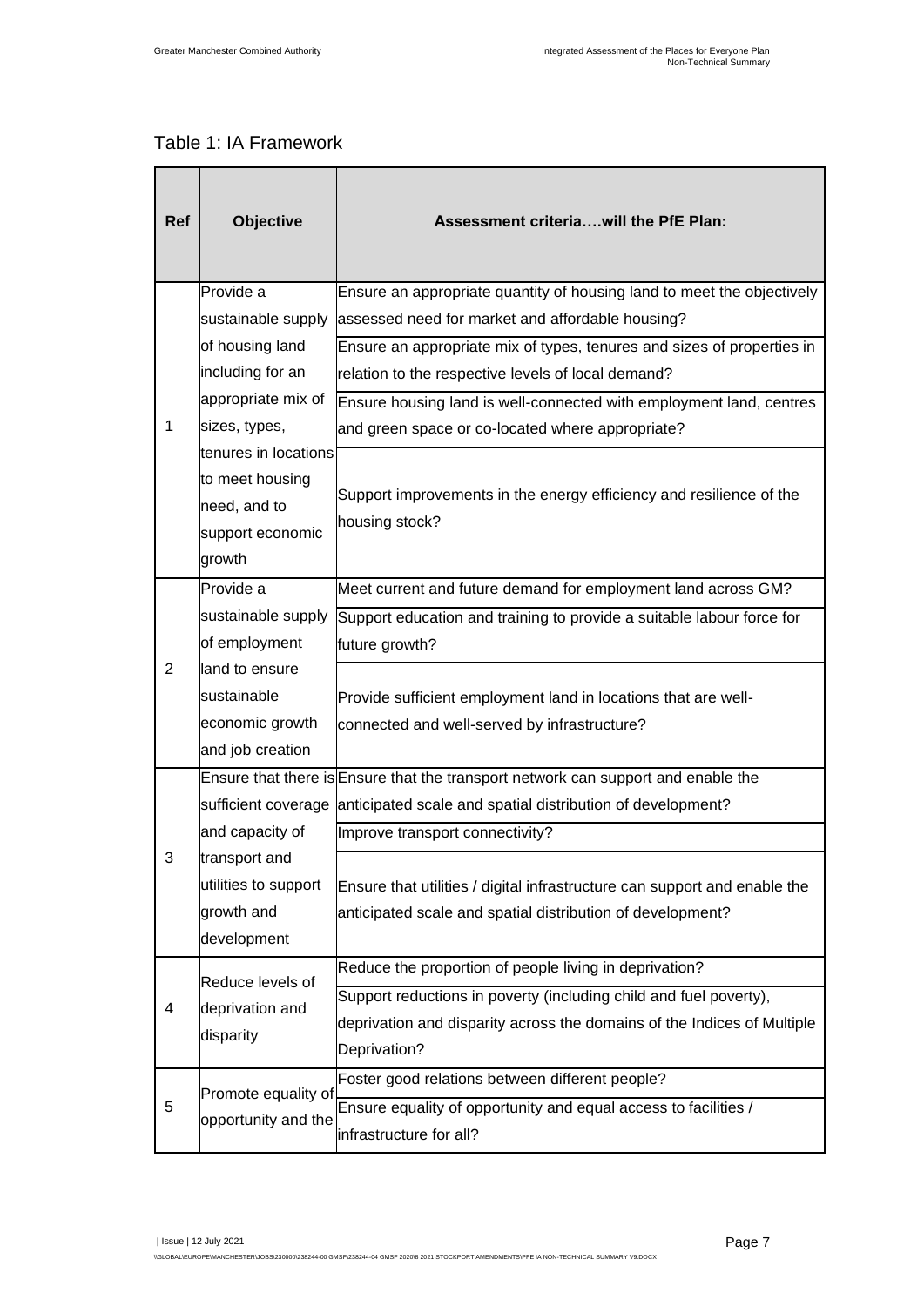Table 1: IA Framework

| Ref | Objective | Assessment criteria….will the PfE Plan: |
|---|---|---|
| 1 | Provide a sustainable supply of housing land including for an appropriate mix of sizes, types, tenures in locations to meet housing need, and to support economic growth | Ensure an appropriate quantity of housing land to meet the objectively assessed need for market and affordable housing? |
| | | Ensure an appropriate mix of types, tenures and sizes of properties in relation to the respective levels of local demand? |
| | | Ensure housing land is well-connected with employment land, centres and green space or co-located where appropriate? |
| | | Support improvements in the energy efficiency and resilience of the housing stock? |
| 2 | Provide a sustainable supply of employment land to ensure sustainable economic growth and job creation | Meet current and future demand for employment land across GM? |
| | | Support education and training to provide a suitable labour force for future growth? |
| | | Provide sufficient employment land in locations that are well-connected and well-served by infrastructure? |
| 3 | Ensure that there is sufficient coverage and capacity of transport and utilities to support growth and development | Ensure that the transport network can support and enable the anticipated scale and spatial distribution of development? |
| | | Improve transport connectivity? |
| | | Ensure that utilities / digital infrastructure can support and enable the anticipated scale and spatial distribution of development? |
| 4 | Reduce levels of deprivation and disparity | Reduce the proportion of people living in deprivation? |
| | | Support reductions in poverty (including child and fuel poverty), deprivation and disparity across the domains of the Indices of Multiple Deprivation? |
| 5 | Promote equality of opportunity and the | Foster good relations between different people? |
| | | Ensure equality of opportunity and equal access to facilities / infrastructure for all? |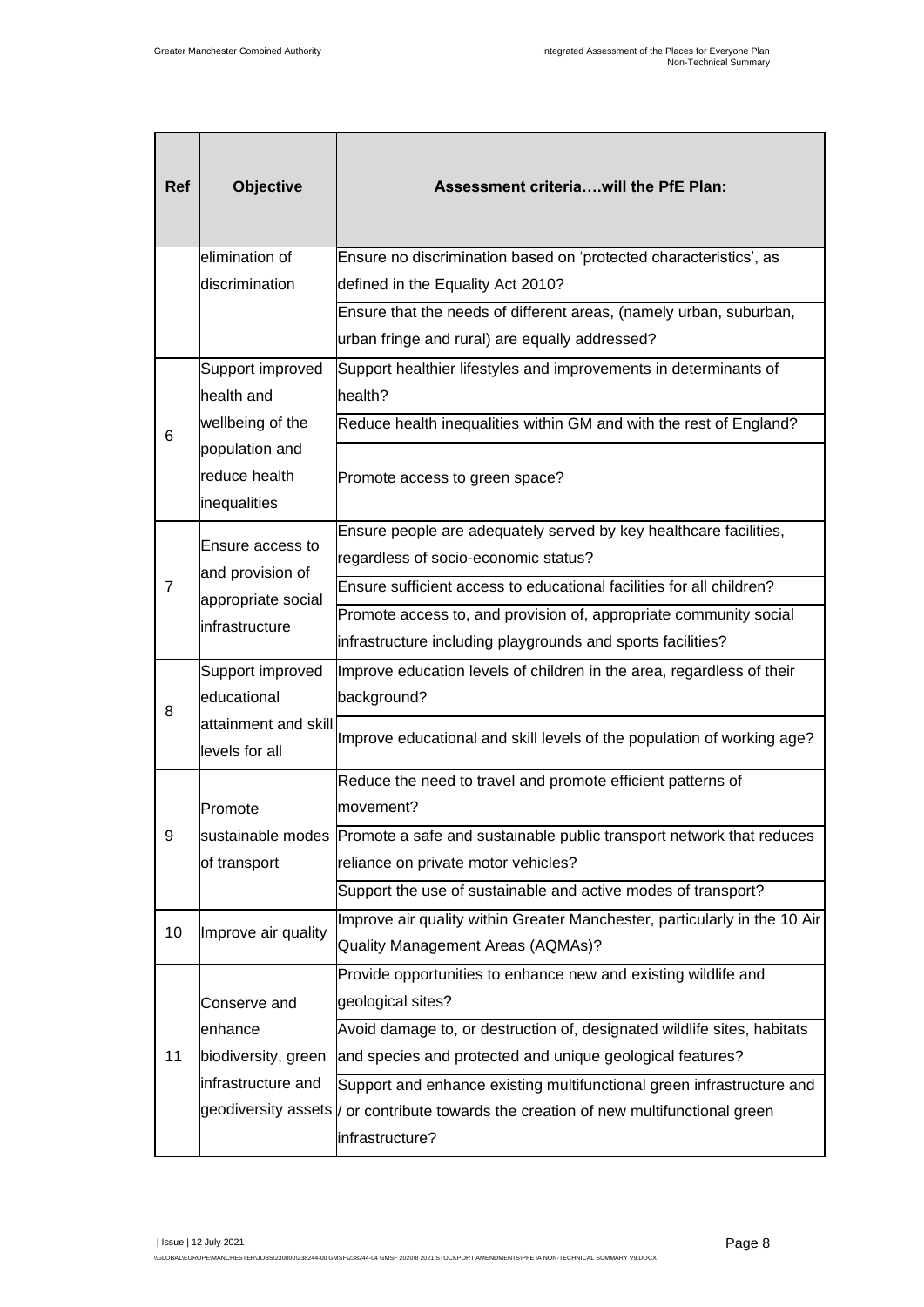| Ref | Objective | Assessment criteria….will the PfE Plan: |
|---|---|---|
| | elimination of discrimination | Ensure no discrimination based on 'protected characteristics', as defined in the Equality Act 2010? |
| | | Ensure that the needs of different areas, (namely urban, suburban, urban fringe and rural) are equally addressed? |
| 6 | Support improved health and wellbeing of the population and reduce health inequalities | Support healthier lifestyles and improvements in determinants of health? |
| | | Reduce health inequalities within GM and with the rest of England? |
| | | Promote access to green space? |
| 7 | Ensure access to and provision of appropriate social infrastructure | Ensure people are adequately served by key healthcare facilities, regardless of socio-economic status? |
| | | Ensure sufficient access to educational facilities for all children? |
| | | Promote access to, and provision of, appropriate community social infrastructure including playgrounds and sports facilities? |
| 8 | Support improved educational attainment and skill levels for all | Improve education levels of children in the area, regardless of their background? |
| | | Improve educational and skill levels of the population of working age? |
| 9 | Promote sustainable modes of transport | Reduce the need to travel and promote efficient patterns of movement? |
| | | Promote a safe and sustainable public transport network that reduces reliance on private motor vehicles? |
| | | Support the use of sustainable and active modes of transport? |
| 10 | Improve air quality | Improve air quality within Greater Manchester, particularly in the 10 Air Quality Management Areas (AQMAs)? |
| 11 | Conserve and enhance biodiversity, green infrastructure and geodiversity assets | Provide opportunities to enhance new and existing wildlife and geological sites? |
| | | Avoid damage to, or destruction of, designated wildlife sites, habitats and species and protected and unique geological features? |
| | | Support and enhance existing multifunctional green infrastructure and / or contribute towards the creation of new multifunctional green infrastructure? |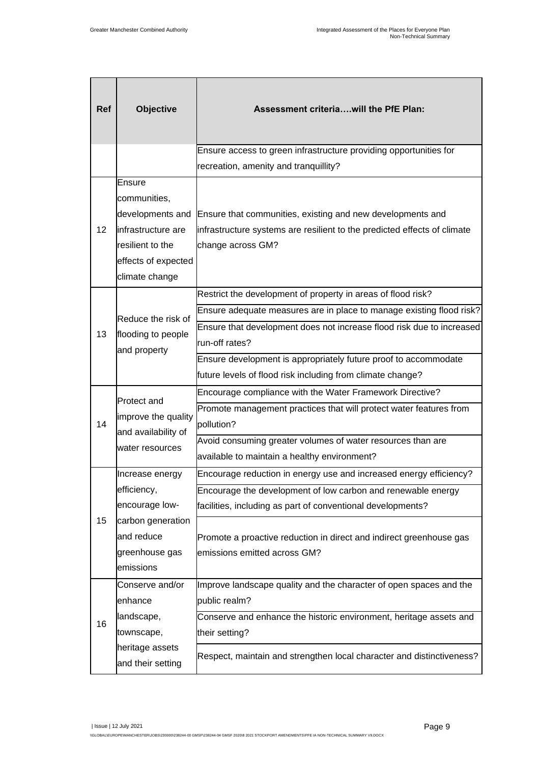| Ref | Objective | Assessment criteria….will the PfE Plan: |
|---|---|---|
| | | Ensure access to green infrastructure providing opportunities for recreation, amenity and tranquillity? |
| 12 | Ensure communities, developments and infrastructure are resilient to the effects of expected climate change | Ensure that communities, existing and new developments and infrastructure systems are resilient to the predicted effects of climate change across GM? |
| 13 | Reduce the risk of flooding to people and property | Restrict the development of property in areas of flood risk? |
| | | Ensure adequate measures are in place to manage existing flood risk? |
| | | Ensure that development does not increase flood risk due to increased run-off rates? |
| | | Ensure development is appropriately future proof to accommodate future levels of flood risk including from climate change? |
| 14 | Protect and improve the quality and availability of water resources | Encourage compliance with the Water Framework Directive? |
| | | Promote management practices that will protect water features from pollution? |
| | | Avoid consuming greater volumes of water resources than are available to maintain a healthy environment? |
| 15 | Increase energy efficiency, encourage low-carbon generation and reduce greenhouse gas emissions | Encourage reduction in energy use and increased energy efficiency? |
| | | Encourage the development of low carbon and renewable energy facilities, including as part of conventional developments? |
| | | Promote a proactive reduction in direct and indirect greenhouse gas emissions emitted across GM? |
| 16 | Conserve and/or enhance landscape, townscape, heritage assets and their setting | Improve landscape quality and the character of open spaces and the public realm? |
| | | Conserve and enhance the historic environment, heritage assets and their setting? |
| | | Respect, maintain and strengthen local character and distinctiveness? |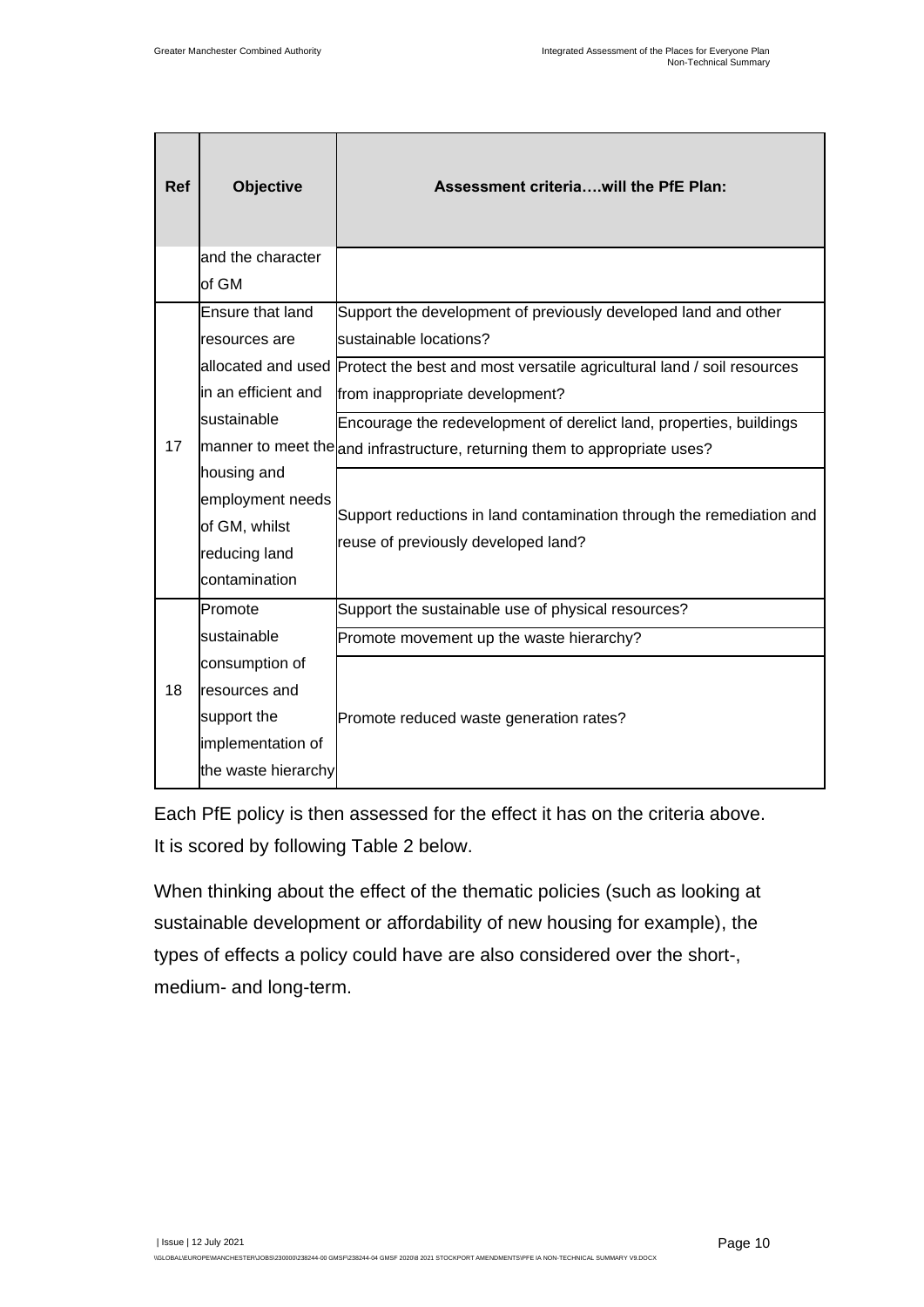| Ref | Objective | Assessment criteria….will the PfE Plan: |
|---|---|---|
| | and the character of GM | |
| 17 | Ensure that land resources are allocated and used in an efficient and sustainable manner to meet the housing and employment needs of GM, whilst reducing land contamination | Support the development of previously developed land and other sustainable locations? |
| | | Protect the best and most versatile agricultural land / soil resources from inappropriate development? |
| | | Encourage the redevelopment of derelict land, properties, buildings and infrastructure, returning them to appropriate uses? |
| | | Support reductions in land contamination through the remediation and reuse of previously developed land? |
| 18 | Promote sustainable consumption of resources and support the implementation of the waste hierarchy | Support the sustainable use of physical resources? |
| | | Promote movement up the waste hierarchy? |
| | | Promote reduced waste generation rates? |

Each PfE policy is then assessed for the effect it has on the criteria above. It is scored by following Table 2 below.

When thinking about the effect of the thematic policies (such as looking at sustainable development or affordability of new housing for example), the types of effects a policy could have are also considered over the short-, medium- and long-term.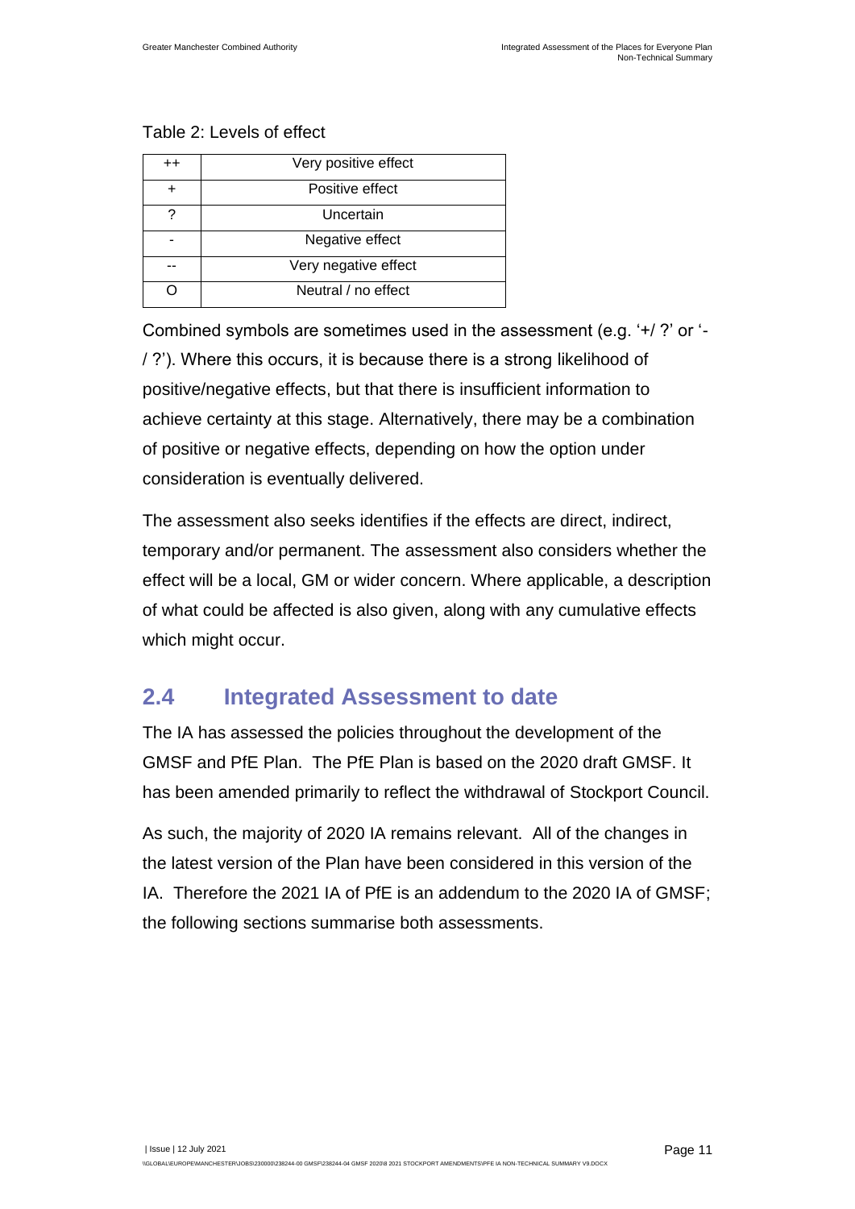Table 2: Levels of effect

| ++ | Very positive effect |
|---|---|
| + | Positive effect |
| ? | Uncertain |
| - | Negative effect |
| -- | Very negative effect |
| O | Neutral / no effect |

Combined symbols are sometimes used in the assessment (e.g. '+/ ?' or '-/ ?'). Where this occurs, it is because there is a strong likelihood of positive/negative effects, but that there is insufficient information to achieve certainty at this stage. Alternatively, there may be a combination of positive or negative effects, depending on how the option under consideration is eventually delivered.

The assessment also seeks identifies if the effects are direct, indirect, temporary and/or permanent. The assessment also considers whether the effect will be a local, GM or wider concern. Where applicable, a description of what could be affected is also given, along with any cumulative effects which might occur.

## 2.4 Integrated Assessment to date

The IA has assessed the policies throughout the development of the GMSF and PfE Plan. The PfE Plan is based on the 2020 draft GMSF. It has been amended primarily to reflect the withdrawal of Stockport Council.

As such, the majority of 2020 IA remains relevant. All of the changes in the latest version of the Plan have been considered in this version of the IA. Therefore the 2021 IA of PfE is an addendum to the 2020 IA of GMSF; the following sections summarise both assessments.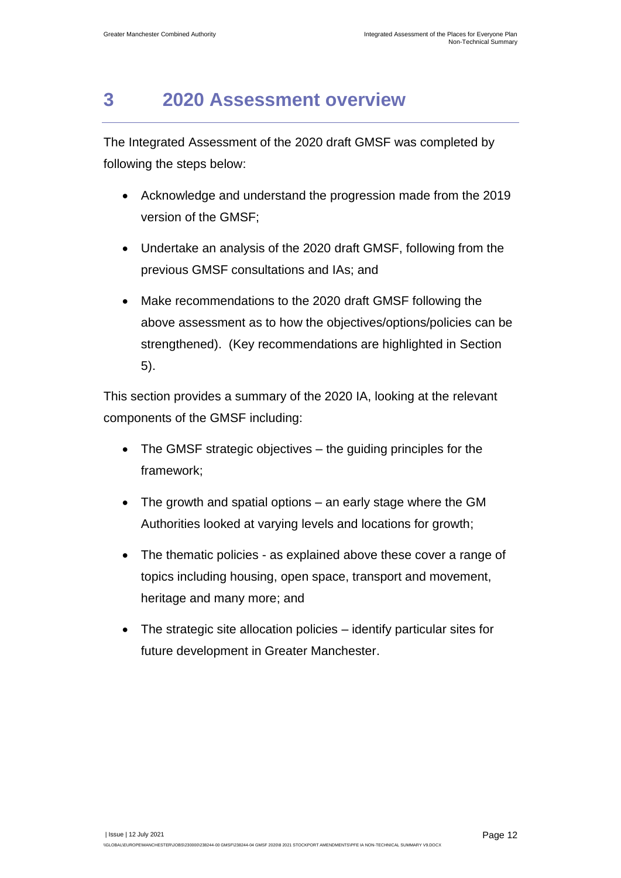# 3 2020 Assessment overview

The Integrated Assessment of the 2020 draft GMSF was completed by following the steps below:

- Acknowledge and understand the progression made from the 2019 version of the GMSF;
- Undertake an analysis of the 2020 draft GMSF, following from the previous GMSF consultations and IAs; and
- Make recommendations to the 2020 draft GMSF following the above assessment as to how the objectives/options/policies can be strengthened). (Key recommendations are highlighted in Section 5).

This section provides a summary of the 2020 IA, looking at the relevant components of the GMSF including:

- The GMSF strategic objectives – the guiding principles for the framework;
- The growth and spatial options – an early stage where the GM Authorities looked at varying levels and locations for growth;
- The thematic policies - as explained above these cover a range of topics including housing, open space, transport and movement, heritage and many more; and
- The strategic site allocation policies – identify particular sites for future development in Greater Manchester.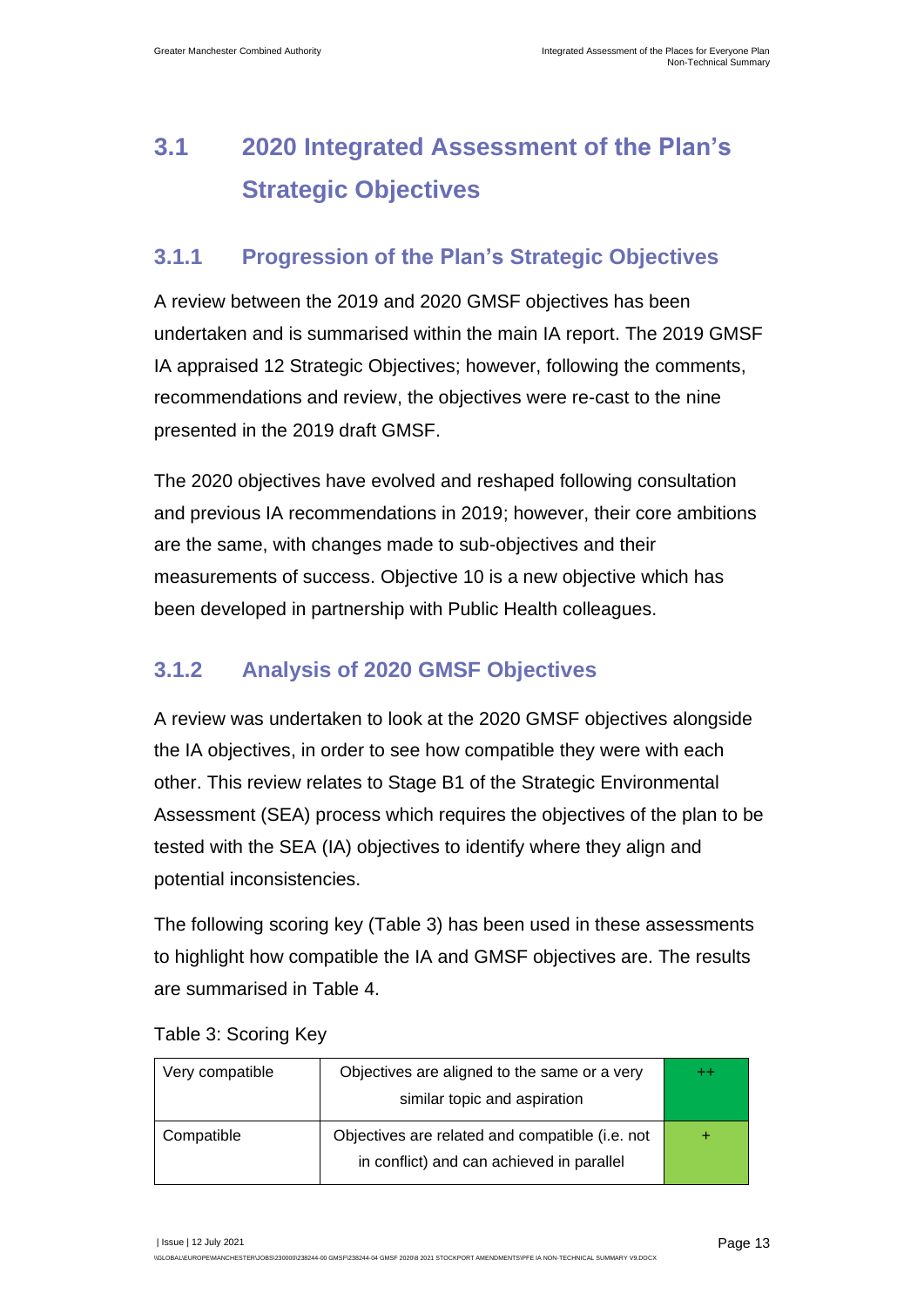## 3.1 2020 Integrated Assessment of the Plan's Strategic Objectives

### 3.1.1 Progression of the Plan's Strategic Objectives

A review between the 2019 and 2020 GMSF objectives has been undertaken and is summarised within the main IA report. The 2019 GMSF IA appraised 12 Strategic Objectives; however, following the comments, recommendations and review, the objectives were re-cast to the nine presented in the 2019 draft GMSF.

The 2020 objectives have evolved and reshaped following consultation and previous IA recommendations in 2019; however, their core ambitions are the same, with changes made to sub-objectives and their measurements of success. Objective 10 is a new objective which has been developed in partnership with Public Health colleagues.

### 3.1.2 Analysis of 2020 GMSF Objectives

A review was undertaken to look at the 2020 GMSF objectives alongside the IA objectives, in order to see how compatible they were with each other. This review relates to Stage B1 of the Strategic Environmental Assessment (SEA) process which requires the objectives of the plan to be tested with the SEA (IA) objectives to identify where they align and potential inconsistencies.

The following scoring key (Table 3) has been used in these assessments to highlight how compatible the IA and GMSF objectives are. The results are summarised in Table 4.

Table 3: Scoring Key

| | | |
|---|---|---|
| Very compatible | Objectives are aligned to the same or a very similar topic and aspiration | ++ |
| Compatible | Objectives are related and compatible (i.e. not in conflict) and can achieved in parallel | + |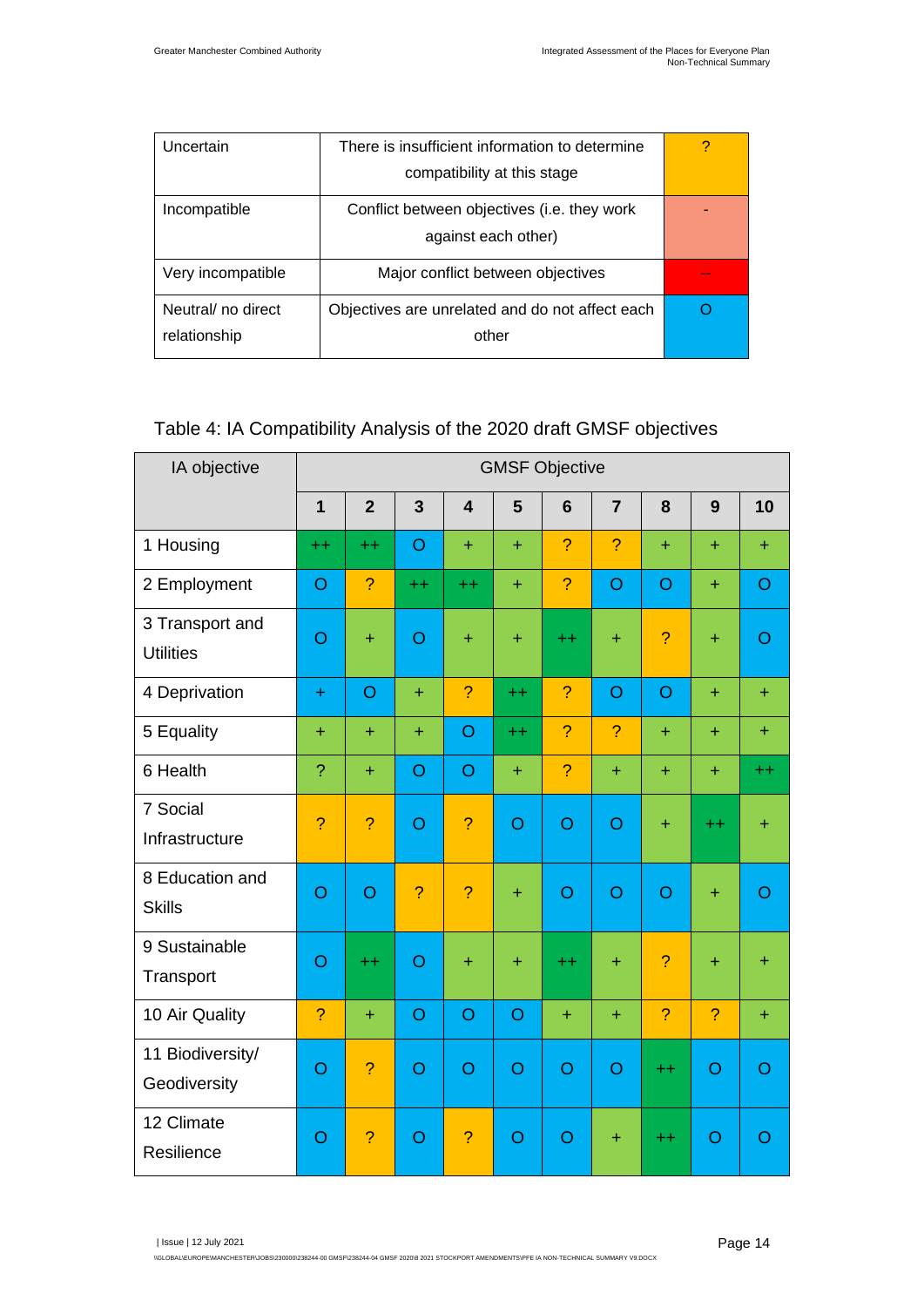| | | |
|---|---|---|
| Uncertain | There is insufficient information to determine compatibility at this stage | ? |
| Incompatible | Conflict between objectives (i.e. they work against each other) | - |
| Very incompatible | Major conflict between objectives | -- |
| Neutral/ no direct relationship | Objectives are unrelated and do not affect each other | O |

Table 4: IA Compatibility Analysis of the 2020 draft GMSF objectives

| IA objective | GMSF Objective | | | | | | | | | |
|---|---|---|---|---|---|---|---|---|---|---|
| | 1 | 2 | 3 | 4 | 5 | 6 | 7 | 8 | 9 | 10 |
| 1 Housing | ++ | ++ | O | + | + | ? | ? | + | + | + |
| 2 Employment | O | ? | ++ | ++ | + | ? | O | O | + | O |
| 3 Transport and Utilities | O | + | O | + | + | ++ | + | ? | + | O |
| 4 Deprivation | + | O | + | ? | ++ | ? | O | O | + | + |
| 5 Equality | + | + | + | O | ++ | ? | ? | + | + | + |
| 6 Health | ? | + | O | O | + | ? | + | + | + | ++ |
| 7 Social Infrastructure | ? | ? | O | ? | O | O | O | + | ++ | + |
| 8 Education and Skills | O | O | ? | ? | + | O | O | O | + | O |
| 9 Sustainable Transport | O | ++ | O | + | + | ++ | + | ? | + | + |
| 10 Air Quality | ? | + | O | O | O | + | + | ? | ? | + |
| 11 Biodiversity/ Geodiversity | O | ? | O | O | O | O | O | ++ | O | O |
| 12 Climate Resilience | O | ? | O | ? | O | O | + | ++ | O | O |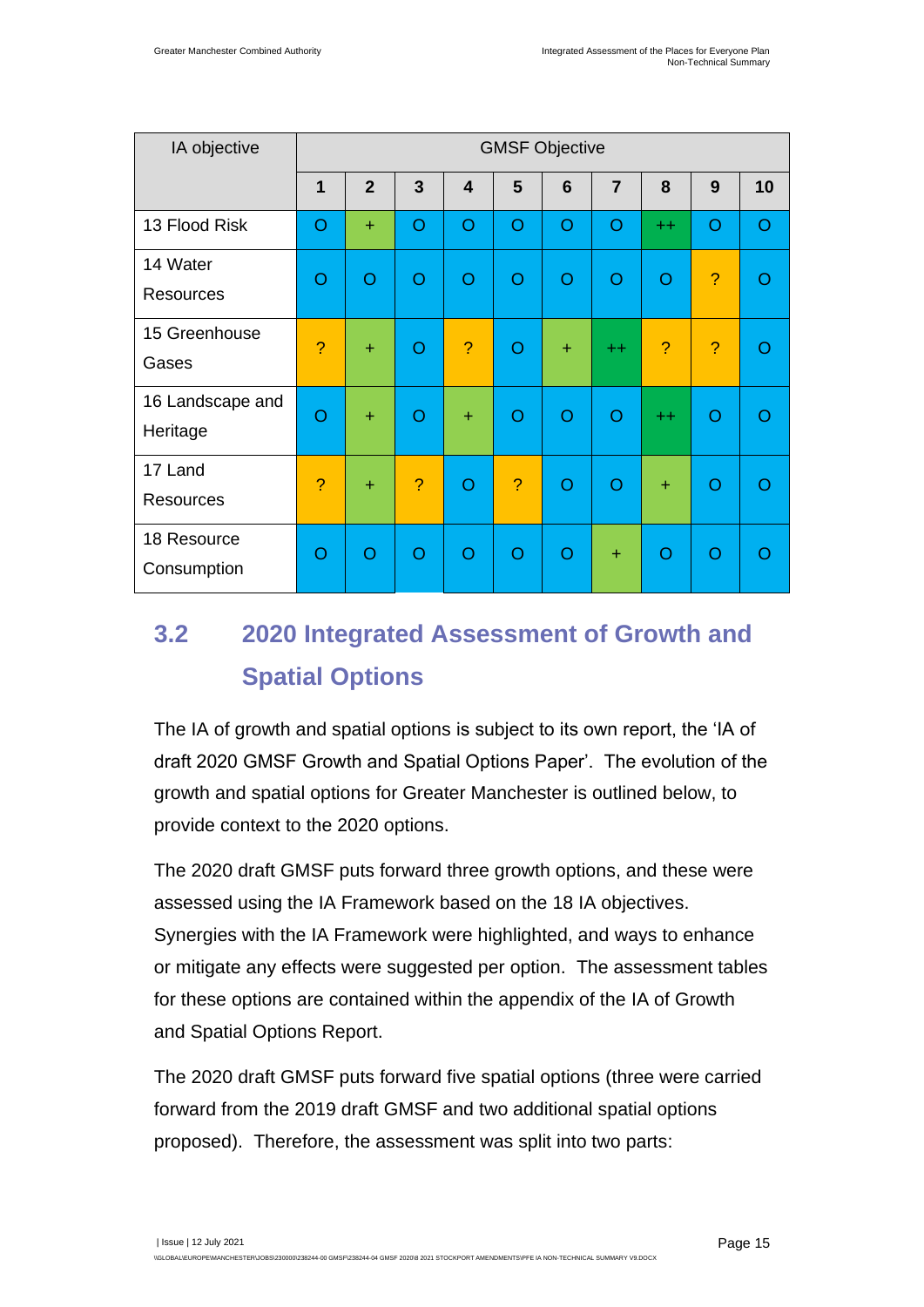| IA objective | GMSF Objective | | | | | | | | | |
|---|---|---|---|---|---|---|---|---|---|---|
| | 1 | 2 | 3 | 4 | 5 | 6 | 7 | 8 | 9 | 10 |
| 13 Flood Risk | O | + | O | O | O | O | O | ++ | O | O |
| 14 Water Resources | O | O | O | O | O | O | O | O | ? | O |
| 15 Greenhouse Gases | ? | + | O | ? | O | + | ++ | ? | ? | O |
| 16 Landscape and Heritage | O | + | O | + | O | O | O | ++ | O | O |
| 17 Land Resources | ? | + | ? | O | ? | O | O | + | O | O |
| 18 Resource Consumption | O | O | O | O | O | O | + | O | O | O |

## 3.2 2020 Integrated Assessment of Growth and Spatial Options

The IA of growth and spatial options is subject to its own report, the 'IA of draft 2020 GMSF Growth and Spatial Options Paper'. The evolution of the growth and spatial options for Greater Manchester is outlined below, to provide context to the 2020 options.

The 2020 draft GMSF puts forward three growth options, and these were assessed using the IA Framework based on the 18 IA objectives. Synergies with the IA Framework were highlighted, and ways to enhance or mitigate any effects were suggested per option. The assessment tables for these options are contained within the appendix of the IA of Growth and Spatial Options Report.

The 2020 draft GMSF puts forward five spatial options (three were carried forward from the 2019 draft GMSF and two additional spatial options proposed). Therefore, the assessment was split into two parts: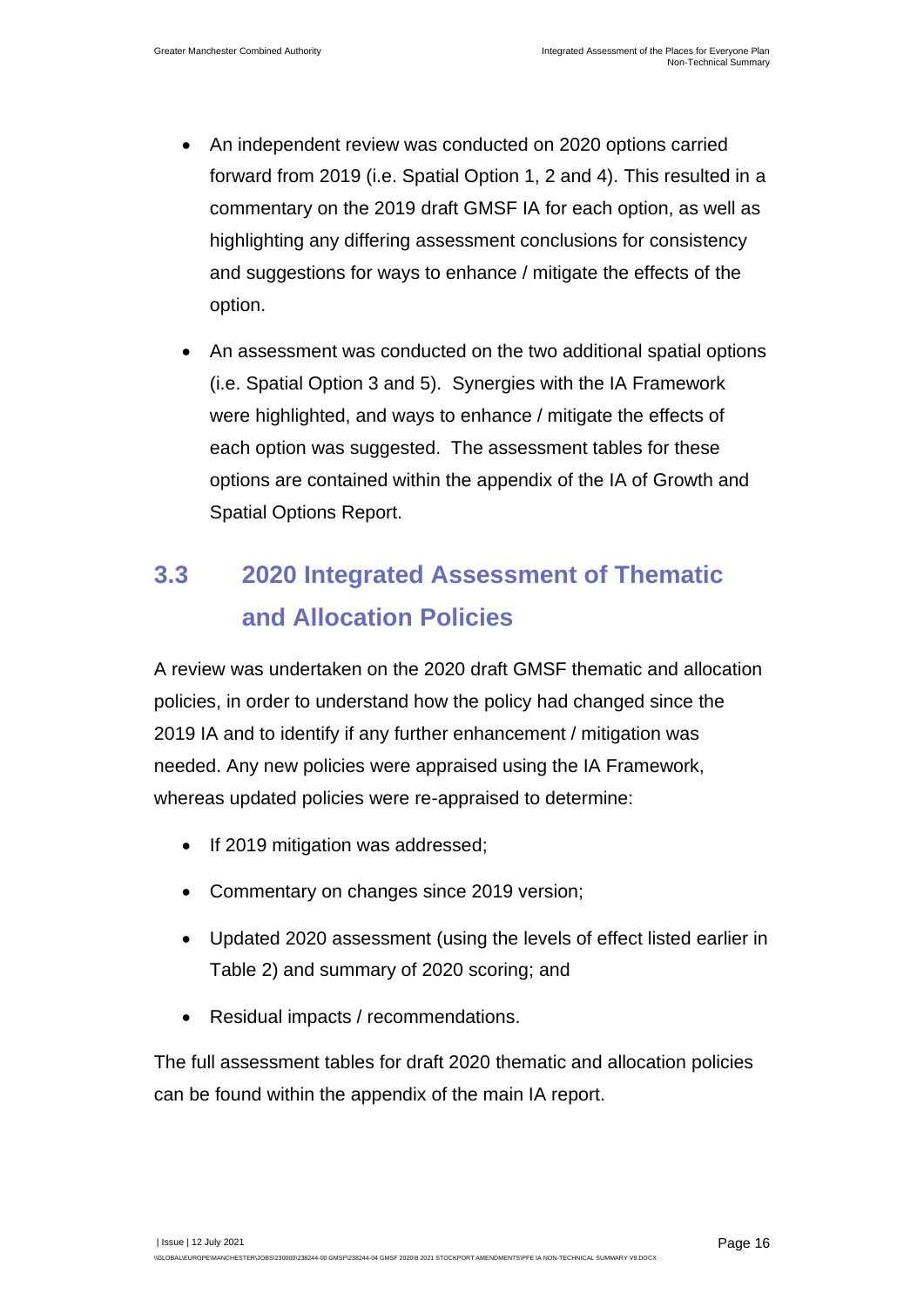- An independent review was conducted on 2020 options carried forward from 2019 (i.e. Spatial Option 1, 2 and 4). This resulted in a commentary on the 2019 draft GMSF IA for each option, as well as highlighting any differing assessment conclusions for consistency and suggestions for ways to enhance / mitigate the effects of the option.
- An assessment was conducted on the two additional spatial options (i.e. Spatial Option 3 and 5). Synergies with the IA Framework were highlighted, and ways to enhance / mitigate the effects of each option was suggested. The assessment tables for these options are contained within the appendix of the IA of Growth and Spatial Options Report.

## 3.3 2020 Integrated Assessment of Thematic and Allocation Policies

A review was undertaken on the 2020 draft GMSF thematic and allocation policies, in order to understand how the policy had changed since the 2019 IA and to identify if any further enhancement / mitigation was needed. Any new policies were appraised using the IA Framework, whereas updated policies were re-appraised to determine:

- If 2019 mitigation was addressed;
- Commentary on changes since 2019 version;
- Updated 2020 assessment (using the levels of effect listed earlier in Table 2) and summary of 2020 scoring; and
- Residual impacts / recommendations.

The full assessment tables for draft 2020 thematic and allocation policies can be found within the appendix of the main IA report.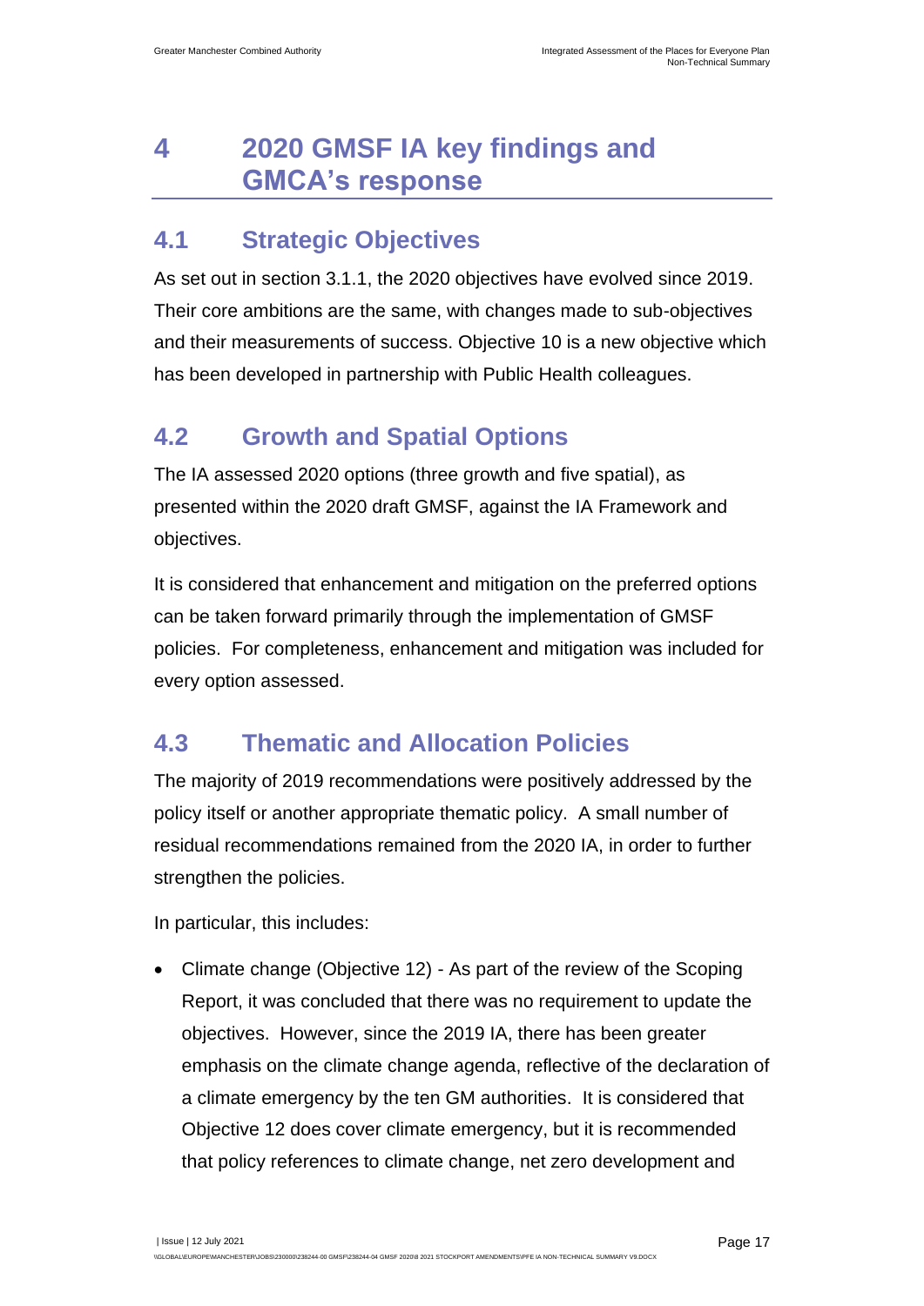# 4 2020 GMSF IA key findings and GMCA's response

## 4.1 Strategic Objectives

As set out in section 3.1.1, the 2020 objectives have evolved since 2019. Their core ambitions are the same, with changes made to sub-objectives and their measurements of success. Objective 10 is a new objective which has been developed in partnership with Public Health colleagues.

## 4.2 Growth and Spatial Options

The IA assessed 2020 options (three growth and five spatial), as presented within the 2020 draft GMSF, against the IA Framework and objectives.

It is considered that enhancement and mitigation on the preferred options can be taken forward primarily through the implementation of GMSF policies. For completeness, enhancement and mitigation was included for every option assessed.

## 4.3 Thematic and Allocation Policies

The majority of 2019 recommendations were positively addressed by the policy itself or another appropriate thematic policy. A small number of residual recommendations remained from the 2020 IA, in order to further strengthen the policies.

In particular, this includes:

- Climate change (Objective 12) - As part of the review of the Scoping Report, it was concluded that there was no requirement to update the objectives. However, since the 2019 IA, there has been greater emphasis on the climate change agenda, reflective of the declaration of a climate emergency by the ten GM authorities. It is considered that Objective 12 does cover climate emergency, but it is recommended that policy references to climate change, net zero development and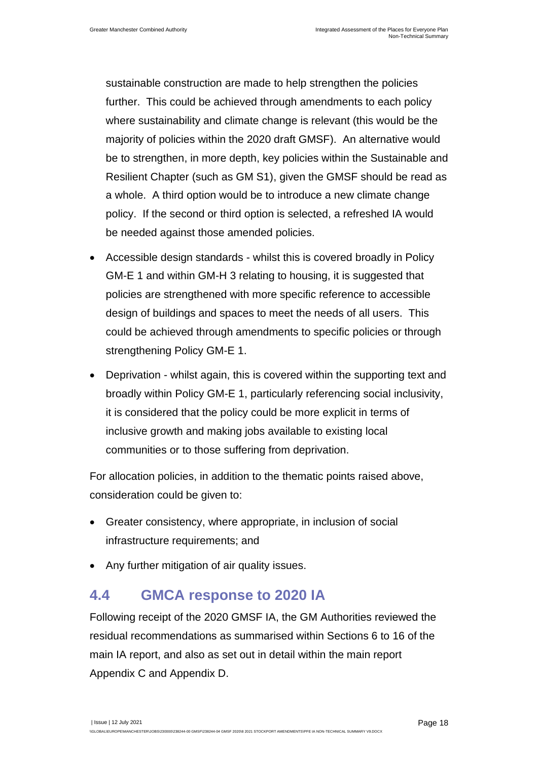sustainable construction are made to help strengthen the policies further. This could be achieved through amendments to each policy where sustainability and climate change is relevant (this would be the majority of policies within the 2020 draft GMSF). An alternative would be to strengthen, in more depth, key policies within the Sustainable and Resilient Chapter (such as GM S1), given the GMSF should be read as a whole. A third option would be to introduce a new climate change policy. If the second or third option is selected, a refreshed IA would be needed against those amended policies.

- Accessible design standards - whilst this is covered broadly in Policy GM-E 1 and within GM-H 3 relating to housing, it is suggested that policies are strengthened with more specific reference to accessible design of buildings and spaces to meet the needs of all users. This could be achieved through amendments to specific policies or through strengthening Policy GM-E 1.
- Deprivation - whilst again, this is covered within the supporting text and broadly within Policy GM-E 1, particularly referencing social inclusivity, it is considered that the policy could be more explicit in terms of inclusive growth and making jobs available to existing local communities or to those suffering from deprivation.

For allocation policies, in addition to the thematic points raised above, consideration could be given to:

- Greater consistency, where appropriate, in inclusion of social infrastructure requirements; and
- Any further mitigation of air quality issues.

## 4.4 GMCA response to 2020 IA

Following receipt of the 2020 GMSF IA, the GM Authorities reviewed the residual recommendations as summarised within Sections 6 to 16 of the main IA report, and also as set out in detail within the main report Appendix C and Appendix D.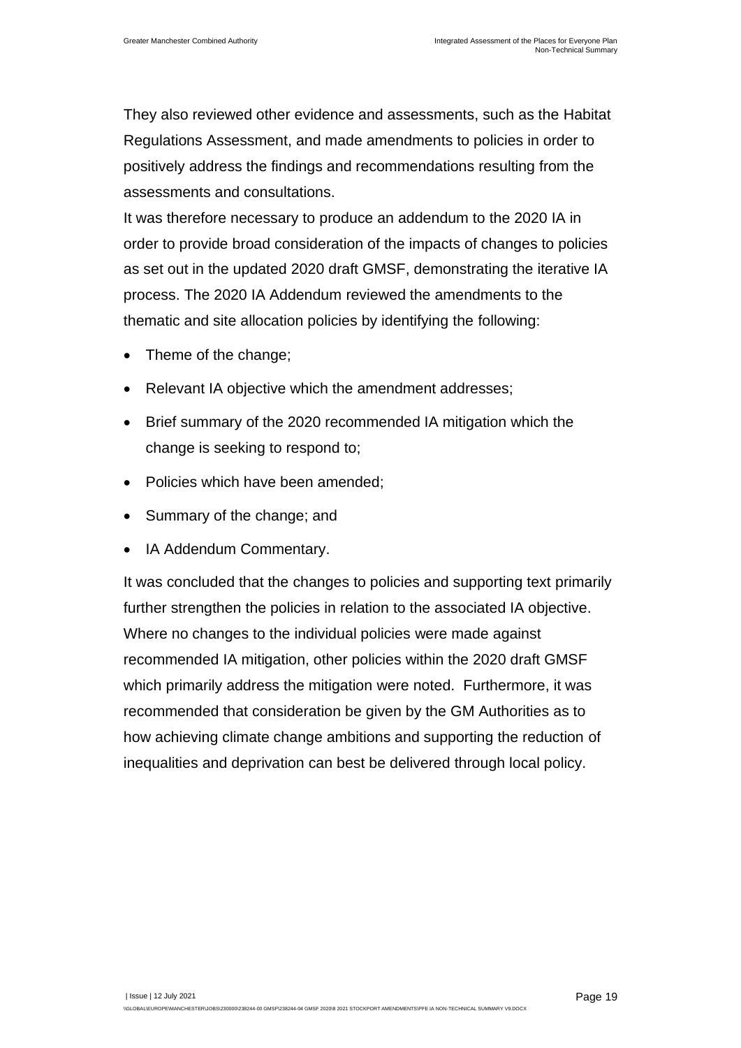They also reviewed other evidence and assessments, such as the Habitat Regulations Assessment, and made amendments to policies in order to positively address the findings and recommendations resulting from the assessments and consultations.

It was therefore necessary to produce an addendum to the 2020 IA in order to provide broad consideration of the impacts of changes to policies as set out in the updated 2020 draft GMSF, demonstrating the iterative IA process. The 2020 IA Addendum reviewed the amendments to the thematic and site allocation policies by identifying the following:

- Theme of the change;
- Relevant IA objective which the amendment addresses;
- Brief summary of the 2020 recommended IA mitigation which the change is seeking to respond to;
- Policies which have been amended;
- Summary of the change; and
- IA Addendum Commentary.

It was concluded that the changes to policies and supporting text primarily further strengthen the policies in relation to the associated IA objective. Where no changes to the individual policies were made against recommended IA mitigation, other policies within the 2020 draft GMSF which primarily address the mitigation were noted. Furthermore, it was recommended that consideration be given by the GM Authorities as to how achieving climate change ambitions and supporting the reduction of inequalities and deprivation can best be delivered through local policy.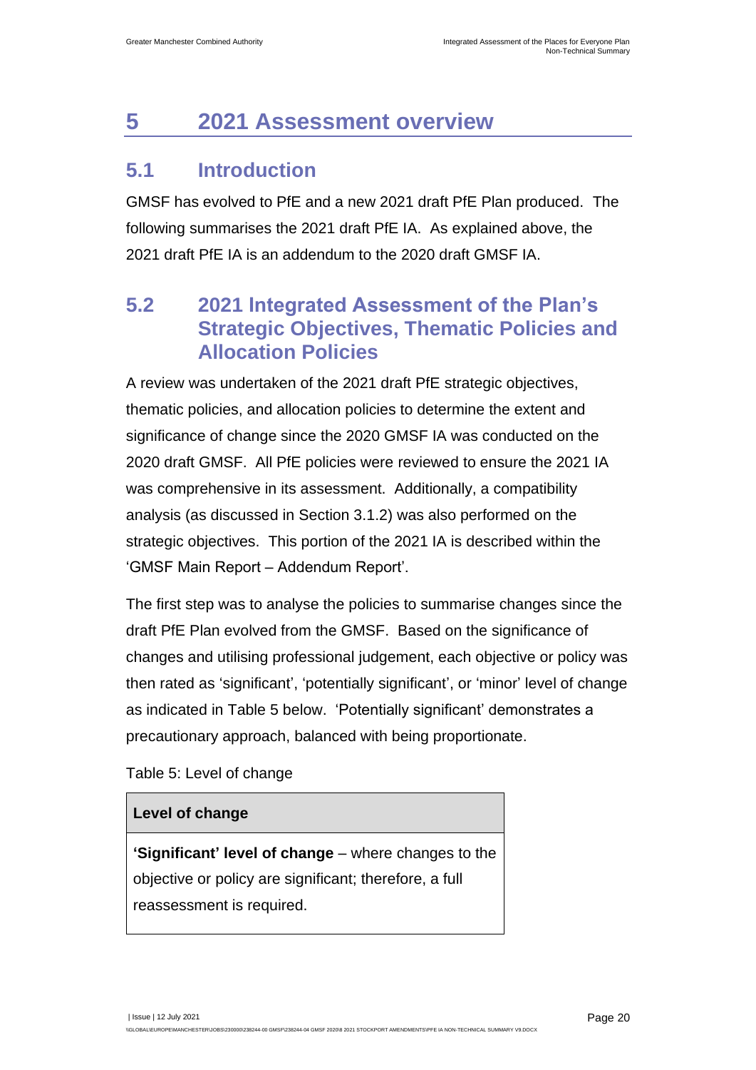# 5 2021 Assessment overview

## 5.1 Introduction

GMSF has evolved to PfE and a new 2021 draft PfE Plan produced. The following summarises the 2021 draft PfE IA. As explained above, the 2021 draft PfE IA is an addendum to the 2020 draft GMSF IA.

## 5.2 2021 Integrated Assessment of the Plan's Strategic Objectives, Thematic Policies and Allocation Policies

A review was undertaken of the 2021 draft PfE strategic objectives, thematic policies, and allocation policies to determine the extent and significance of change since the 2020 GMSF IA was conducted on the 2020 draft GMSF. All PfE policies were reviewed to ensure the 2021 IA was comprehensive in its assessment. Additionally, a compatibility analysis (as discussed in Section 3.1.2) was also performed on the strategic objectives. This portion of the 2021 IA is described within the 'GMSF Main Report – Addendum Report'.

The first step was to analyse the policies to summarise changes since the draft PfE Plan evolved from the GMSF. Based on the significance of changes and utilising professional judgement, each objective or policy was then rated as 'significant', 'potentially significant', or 'minor' level of change as indicated in Table 5 below. 'Potentially significant' demonstrates a precautionary approach, balanced with being proportionate.

Table 5: Level of change

| Level of change |
| --- |
| **'Significant' level of change** – where changes to the objective or policy are significant; therefore, a full reassessment is required. |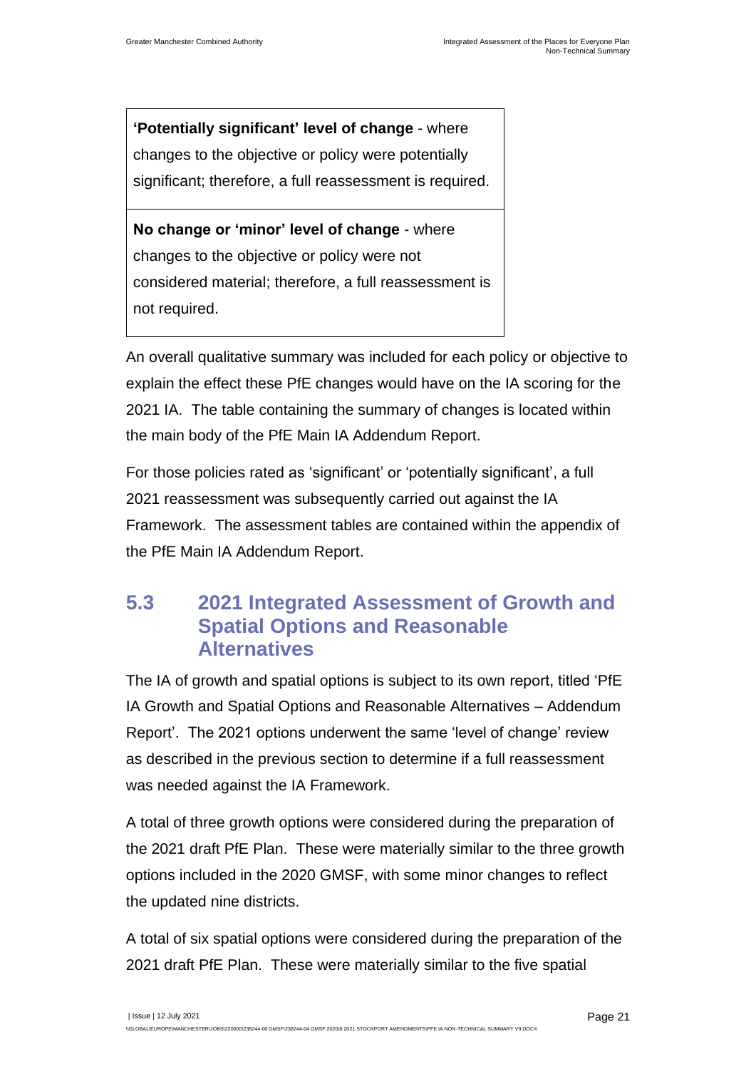| |
|---|
| **'Potentially significant' level of change** - where changes to the objective or policy were potentially significant; therefore, a full reassessment is required. |
| **No change or 'minor' level of change** - where changes to the objective or policy were not considered material; therefore, a full reassessment is not required. |

An overall qualitative summary was included for each policy or objective to explain the effect these PfE changes would have on the IA scoring for the 2021 IA. The table containing the summary of changes is located within the main body of the PfE Main IA Addendum Report.

For those policies rated as 'significant' or 'potentially significant', a full 2021 reassessment was subsequently carried out against the IA Framework. The assessment tables are contained within the appendix of the PfE Main IA Addendum Report.

## 5.3 2021 Integrated Assessment of Growth and Spatial Options and Reasonable Alternatives

The IA of growth and spatial options is subject to its own report, titled 'PfE IA Growth and Spatial Options and Reasonable Alternatives – Addendum Report'. The 2021 options underwent the same 'level of change' review as described in the previous section to determine if a full reassessment was needed against the IA Framework.

A total of three growth options were considered during the preparation of the 2021 draft PfE Plan. These were materially similar to the three growth options included in the 2020 GMSF, with some minor changes to reflect the updated nine districts.

A total of six spatial options were considered during the preparation of the 2021 draft PfE Plan. These were materially similar to the five spatial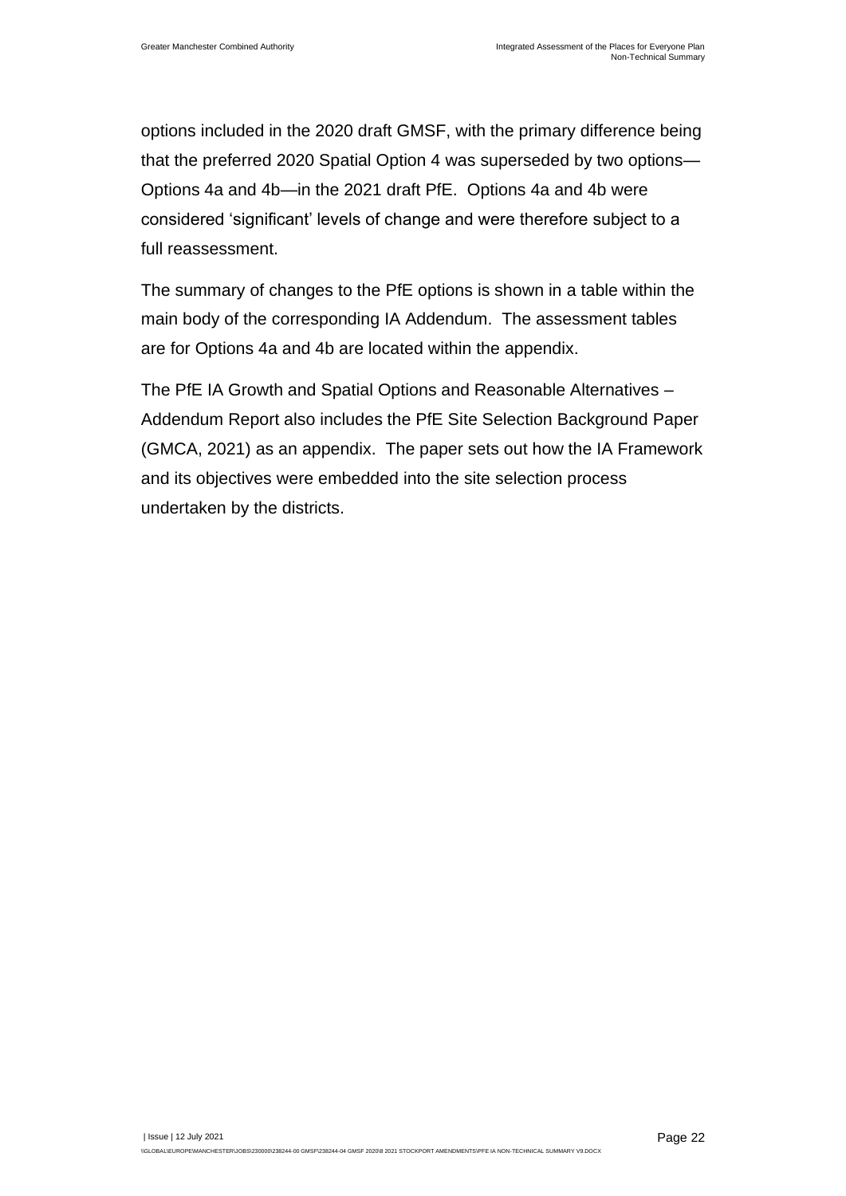options included in the 2020 draft GMSF, with the primary difference being that the preferred 2020 Spatial Option 4 was superseded by two options—Options 4a and 4b—in the 2021 draft PfE. Options 4a and 4b were considered 'significant' levels of change and were therefore subject to a full reassessment.

The summary of changes to the PfE options is shown in a table within the main body of the corresponding IA Addendum. The assessment tables are for Options 4a and 4b are located within the appendix.

The PfE IA Growth and Spatial Options and Reasonable Alternatives – Addendum Report also includes the PfE Site Selection Background Paper (GMCA, 2021) as an appendix. The paper sets out how the IA Framework and its objectives were embedded into the site selection process undertaken by the districts.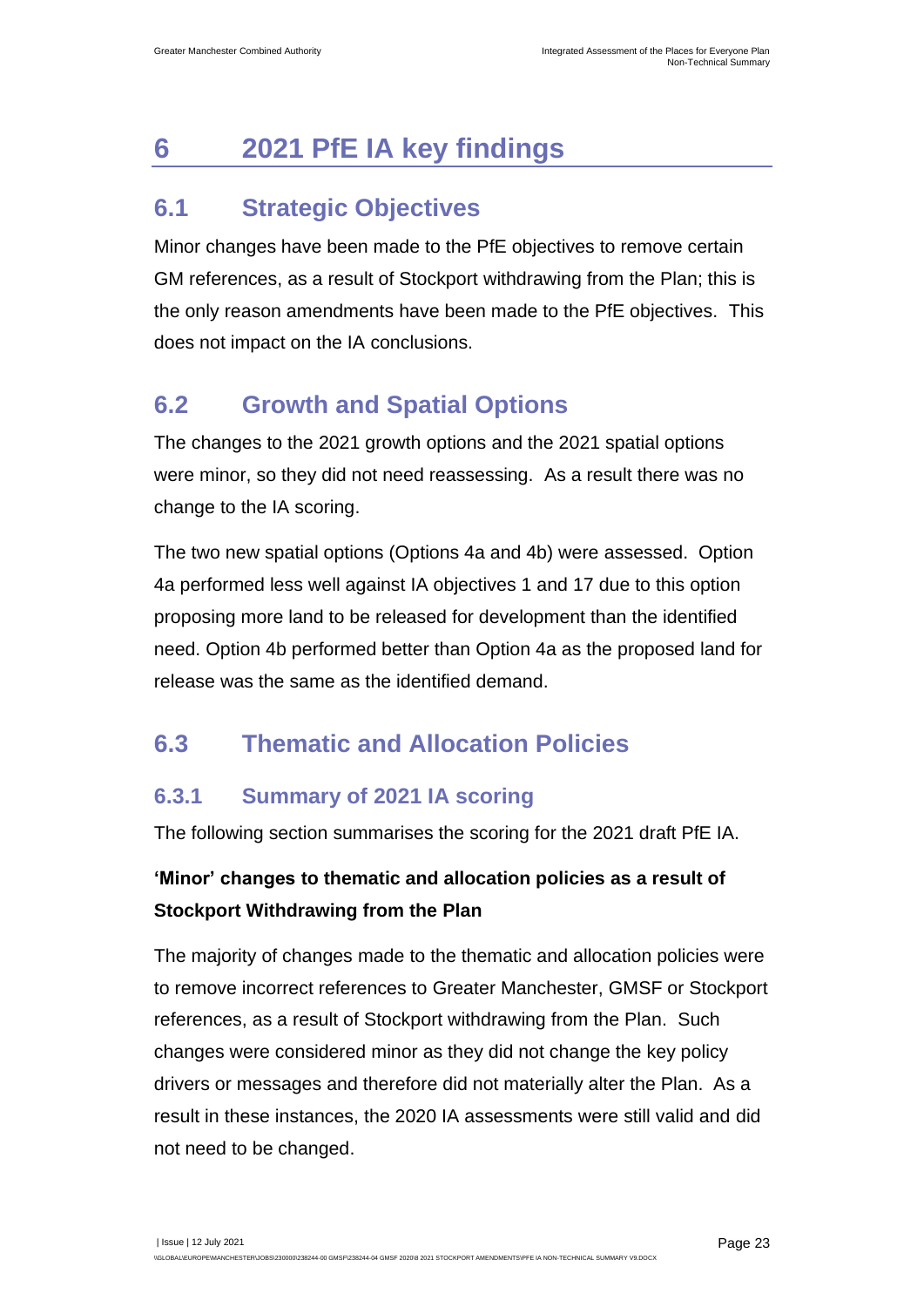# 6 2021 PfE IA key findings

## 6.1 Strategic Objectives

Minor changes have been made to the PfE objectives to remove certain GM references, as a result of Stockport withdrawing from the Plan; this is the only reason amendments have been made to the PfE objectives. This does not impact on the IA conclusions.

## 6.2 Growth and Spatial Options

The changes to the 2021 growth options and the 2021 spatial options were minor, so they did not need reassessing. As a result there was no change to the IA scoring.

The two new spatial options (Options 4a and 4b) were assessed. Option 4a performed less well against IA objectives 1 and 17 due to this option proposing more land to be released for development than the identified need. Option 4b performed better than Option 4a as the proposed land for release was the same as the identified demand.

## 6.3 Thematic and Allocation Policies

### 6.3.1 Summary of 2021 IA scoring

The following section summarises the scoring for the 2021 draft PfE IA.

**'Minor' changes to thematic and allocation policies as a result of Stockport Withdrawing from the Plan**

The majority of changes made to the thematic and allocation policies were to remove incorrect references to Greater Manchester, GMSF or Stockport references, as a result of Stockport withdrawing from the Plan. Such changes were considered minor as they did not change the key policy drivers or messages and therefore did not materially alter the Plan. As a result in these instances, the 2020 IA assessments were still valid and did not need to be changed.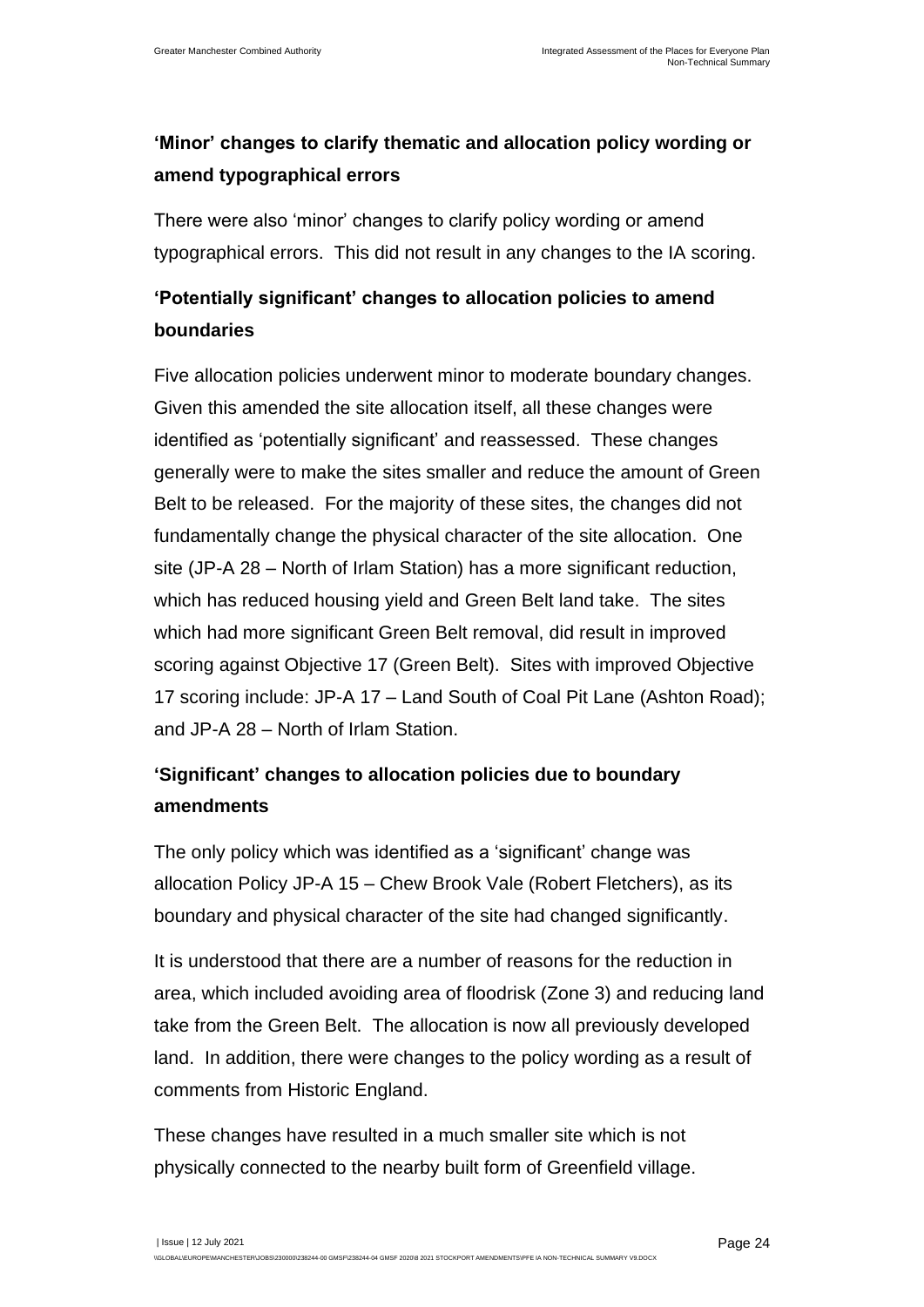### 'Minor' changes to clarify thematic and allocation policy wording or amend typographical errors

There were also 'minor' changes to clarify policy wording or amend typographical errors. This did not result in any changes to the IA scoring.

### 'Potentially significant' changes to allocation policies to amend boundaries

Five allocation policies underwent minor to moderate boundary changes. Given this amended the site allocation itself, all these changes were identified as 'potentially significant' and reassessed. These changes generally were to make the sites smaller and reduce the amount of Green Belt to be released. For the majority of these sites, the changes did not fundamentally change the physical character of the site allocation. One site (JP-A 28 – North of Irlam Station) has a more significant reduction, which has reduced housing yield and Green Belt land take. The sites which had more significant Green Belt removal, did result in improved scoring against Objective 17 (Green Belt). Sites with improved Objective 17 scoring include: JP-A 17 – Land South of Coal Pit Lane (Ashton Road); and JP-A 28 – North of Irlam Station.

### 'Significant' changes to allocation policies due to boundary amendments

The only policy which was identified as a 'significant' change was allocation Policy JP-A 15 – Chew Brook Vale (Robert Fletchers), as its boundary and physical character of the site had changed significantly.

It is understood that there are a number of reasons for the reduction in area, which included avoiding area of floodrisk (Zone 3) and reducing land take from the Green Belt. The allocation is now all previously developed land. In addition, there were changes to the policy wording as a result of comments from Historic England.

These changes have resulted in a much smaller site which is not physically connected to the nearby built form of Greenfield village.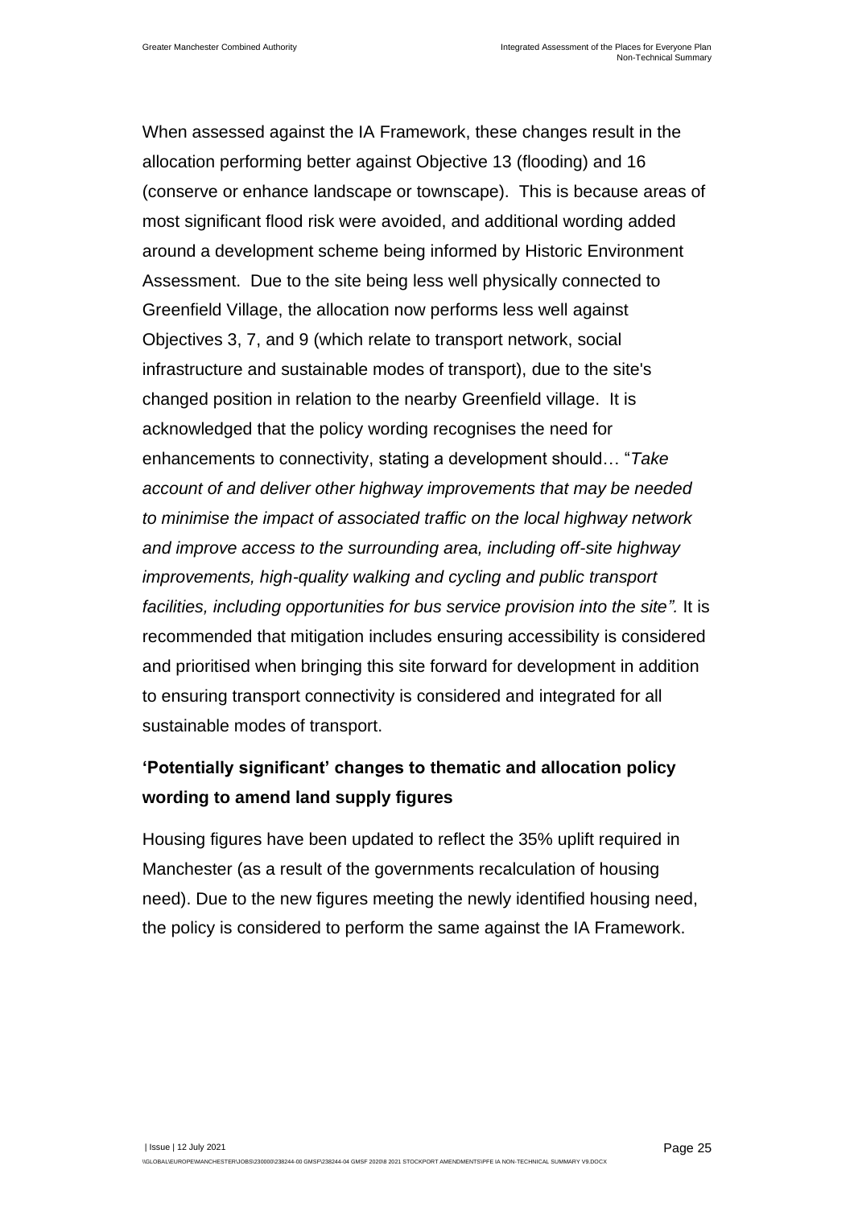When assessed against the IA Framework, these changes result in the allocation performing better against Objective 13 (flooding) and 16 (conserve or enhance landscape or townscape). This is because areas of most significant flood risk were avoided, and additional wording added around a development scheme being informed by Historic Environment Assessment. Due to the site being less well physically connected to Greenfield Village, the allocation now performs less well against Objectives 3, 7, and 9 (which relate to transport network, social infrastructure and sustainable modes of transport), due to the site's changed position in relation to the nearby Greenfield village. It is acknowledged that the policy wording recognises the need for enhancements to connectivity, stating a development should… "*Take account of and deliver other highway improvements that may be needed to minimise the impact of associated traffic on the local highway network and improve access to the surrounding area, including off-site highway improvements, high-quality walking and cycling and public transport facilities, including opportunities for bus service provision into the site".* It is recommended that mitigation includes ensuring accessibility is considered and prioritised when bringing this site forward for development in addition to ensuring transport connectivity is considered and integrated for all sustainable modes of transport.

### 'Potentially significant' changes to thematic and allocation policy wording to amend land supply figures

Housing figures have been updated to reflect the 35% uplift required in Manchester (as a result of the governments recalculation of housing need). Due to the new figures meeting the newly identified housing need, the policy is considered to perform the same against the IA Framework.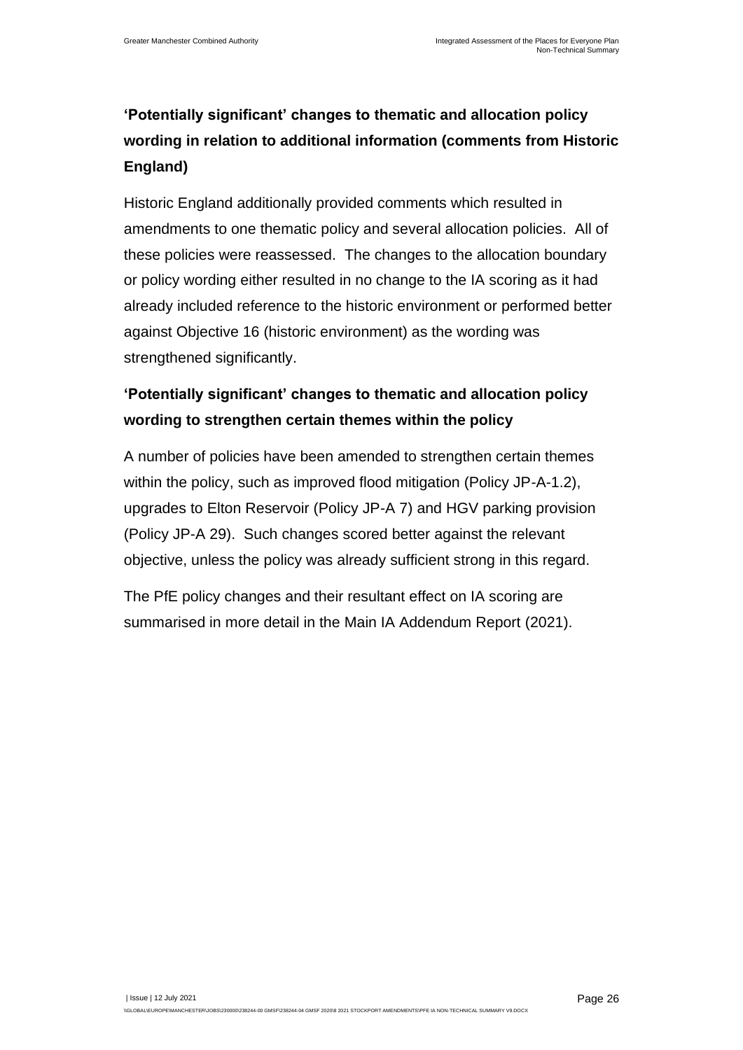## 'Potentially significant' changes to thematic and allocation policy wording in relation to additional information (comments from Historic England)

Historic England additionally provided comments which resulted in amendments to one thematic policy and several allocation policies. All of these policies were reassessed. The changes to the allocation boundary or policy wording either resulted in no change to the IA scoring as it had already included reference to the historic environment or performed better against Objective 16 (historic environment) as the wording was strengthened significantly.

## 'Potentially significant' changes to thematic and allocation policy wording to strengthen certain themes within the policy

A number of policies have been amended to strengthen certain themes within the policy, such as improved flood mitigation (Policy JP-A-1.2), upgrades to Elton Reservoir (Policy JP-A 7) and HGV parking provision (Policy JP-A 29). Such changes scored better against the relevant objective, unless the policy was already sufficient strong in this regard.

The PfE policy changes and their resultant effect on IA scoring are summarised in more detail in the Main IA Addendum Report (2021).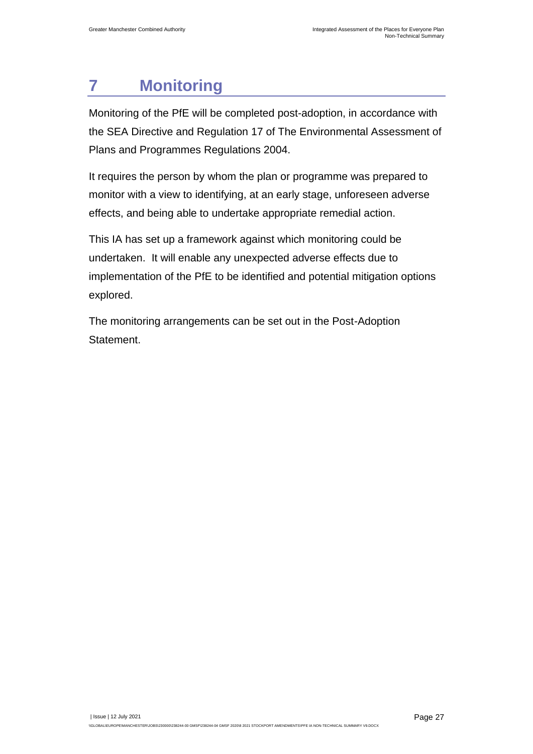# 7 Monitoring

Monitoring of the PfE will be completed post-adoption, in accordance with the SEA Directive and Regulation 17 of The Environmental Assessment of Plans and Programmes Regulations 2004.

It requires the person by whom the plan or programme was prepared to monitor with a view to identifying, at an early stage, unforeseen adverse effects, and being able to undertake appropriate remedial action.

This IA has set up a framework against which monitoring could be undertaken. It will enable any unexpected adverse effects due to implementation of the PfE to be identified and potential mitigation options explored.

The monitoring arrangements can be set out in the Post-Adoption Statement.